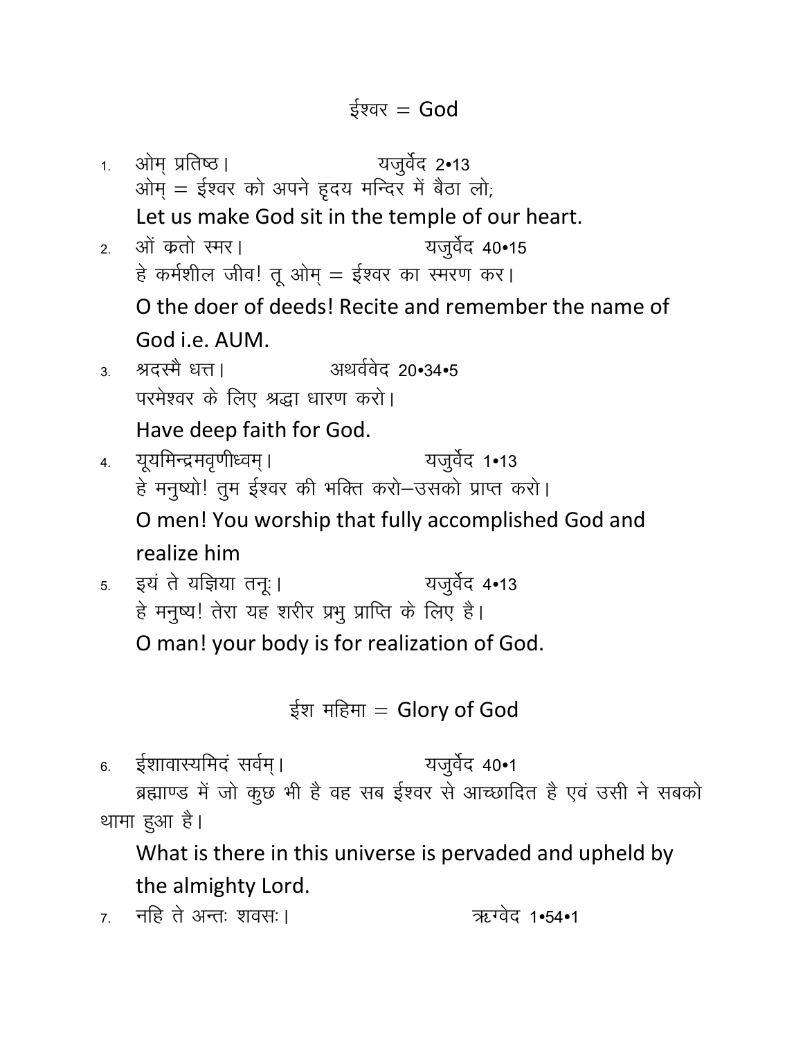## ईश्वर = God

1. ओम् प्रतिष्ठ। यजुर्वेद 2•13
   ओम् = ईश्वर को अपने हृदय मन्दिर में बैठा लो;
   Let us make God sit in the temple of our heart.
2. ओं क्रतो स्मर। यजुर्वेद 40•15
   हे कर्मशील जीव! तू ओम् = ईश्वर का स्मरण कर।
   O the doer of deeds! Recite and remember the name of God i.e. AUM.
3. श्रदस्मै धत्त। अथर्ववेद 20•34•5
   परमेश्वर के लिए श्रद्धा धारण करो।
   Have deep faith for God.
4. यूयमिन्द्रमवृणीध्वम्। यजुर्वेद 1•13
   हे मनुष्यो! तुम ईश्वर की भक्ति करो–उसको प्राप्त करो।
   O men! You worship that fully accomplished God and realize him
5. इयं ते यज्ञिया तनूः। यजुर्वेद 4•13
   हे मनुष्य! तेरा यह शरीर प्रभु प्राप्ति के लिए है।
   O man! your body is for realization of God.

## ईश महिमा = Glory of God

6. ईशावास्यमिदं सर्वम्। यजुर्वेद 40•1
   ब्रह्माण्ड में जो कुछ भी है वह सब ईश्वर से आच्छादित है एवं उसी ने सबको थामा हुआ है।
   What is there in this universe is pervaded and upheld by the almighty Lord.
7. नहि ते अन्तः शवसः। ऋग्वेद 1•54•1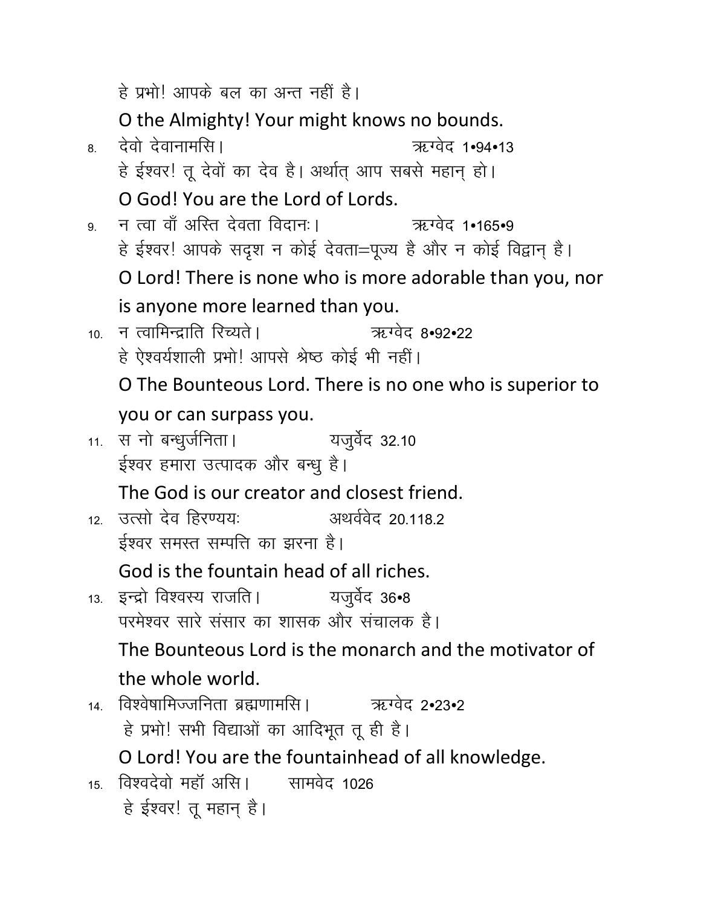हे प्रभो! आपके बल का अन्त नहीं है।

O the Almighty! Your might knows no bounds.

8. देवो देवानामसि। ऋग्वेद 1•94•13

हे ईश्वर! तू देवों का देव है। अर्थात् आप सबसे महान् हो।

O God! You are the Lord of Lords.

9. न त्वा वाँ अस्ति देवता विदानः। ऋग्वेद 1•165•9

हे ईश्वर! आपके सदृश न कोई देवता=पूज्य है और न कोई विद्वान् है।

O Lord! There is none who is more adorable than you, nor is anyone more learned than you.

10. न त्वामिन्द्राति रिच्यते। ऋग्वेद 8•92•22

हे ऐश्वर्यशाली प्रभो! आपसे श्रेष्ठ कोई भी नहीं।

O The Bounteous Lord. There is no one who is superior to you or can surpass you.

11. स नो बन्धुर्जनिता। यजुर्वेद 32.10

ईश्वर हमारा उत्पादक और बन्धु है।

The God is our creator and closest friend.

12. उत्सो देव हिरण्ययः अथर्ववेद 20.118.2

ईश्वर समस्त सम्पत्ति का झरना है।

God is the fountain head of all riches.

13. इन्द्रो विश्वस्य राजति। यजुर्वेद 36•8

परमेश्वर सारे संसार का शासक और संचालक है।

The Bounteous Lord is the monarch and the motivator of the whole world.

14. विश्वेषामिज्जनिता ब्रह्मणामसि। ऋग्वेद 2•23•2

हे प्रभो! सभी विद्याओं का आदिभूत तू ही है।

O Lord! You are the fountainhead of all knowledge.

15. विश्वदेवो महॉं असि। सामवेद 1026

हे ईश्वर! तू महान् है।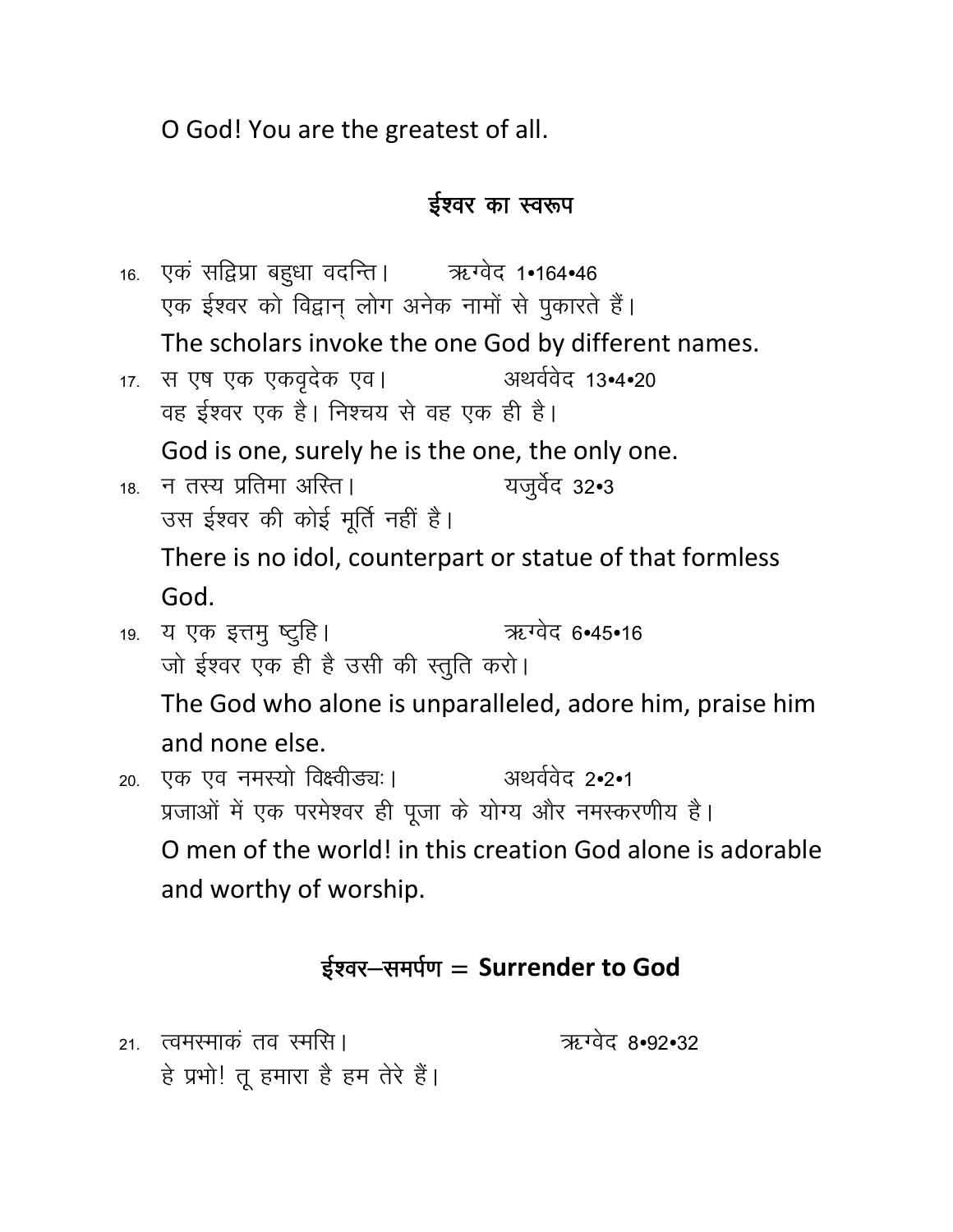O God! You are the greatest of all.

## ईश्वर का स्वरूप

16. एकं सद्विप्रा बहुधा वदन्ति। ऋग्वेद 1•164•46
एक ईश्वर को विद्वान् लोग अनेक नामों से पुकारते हैं।
The scholars invoke the one God by different names.

17. स एष एक एकवृदेक एव। अथर्ववेद 13•4•20
वह ईश्वर एक है। निश्चय से वह एक ही है।
God is one, surely he is the one, the only one.

18. न तस्य प्रतिमा अस्ति। यजुर्वेद 32•3
उस ईश्वर की कोई मूर्ति नहीं है।
There is no idol, counterpart or statue of that formless God.

19. य एक इत्तमु ष्टुहि। ऋग्वेद 6•45•16
जो ईश्वर एक ही है उसी की स्तुति करो।
The God who alone is unparalleled, adore him, praise him and none else.

20. एक एव नमस्यो विक्ष्वीड्यः। अथर्ववेद 2•2•1
प्रजाओं में एक परमेश्वर ही पूजा के योग्य और नमस्करणीय है।
O men of the world! in this creation God alone is adorable and worthy of worship.

## ईश्वर–समर्पण = Surrender to God

21. त्वमस्माकं तव स्मसि। ऋग्वेद 8•92•32
हे प्रभो! तू हमारा है हम तेरे हैं।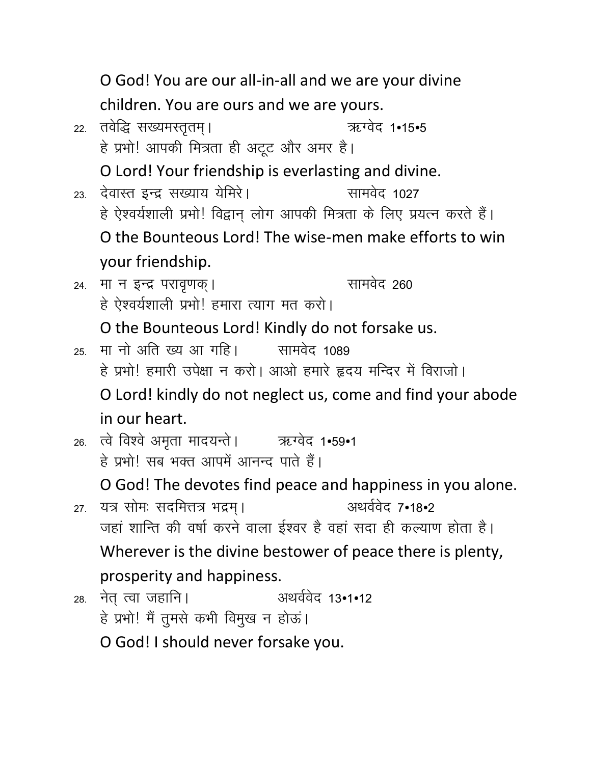O God! You are our all-in-all and we are your divine children. You are ours and we are yours.

22. तवेद्धि सख्यमस्तृतम्। ऋग्वेद 1•15•5

हे प्रभो! आपकी मित्रता ही अटूट और अमर है।

O Lord! Your friendship is everlasting and divine.

23. देवास्त इन्द्र सख्याय येमिरे। सामवेद 1027

हे ऐश्वर्यशाली प्रभो! विद्वान् लोग आपकी मित्रता के लिए प्रयत्न करते हैं।

O the Bounteous Lord! The wise-men make efforts to win your friendship.

24. मा न इन्द्र परावृणक्। सामवेद 260

हे ऐश्वर्यशाली प्रभो! हमारा त्याग मत करो।

O the Bounteous Lord! Kindly do not forsake us.

25. मा नो अति ख्य आ गहि। सामवेद 1089

हे प्रभो! हमारी उपेक्षा न करो। आओ हमारे हृदय मन्दिर में विराजो।

O Lord! kindly do not neglect us, come and find your abode in our heart.

26. त्वे विश्वे अमृता मादयन्ते। ऋग्वेद 1•59•1

हे प्रभो! सब भक्त आपमें आनन्द पाते हैं।

O God! The devotes find peace and happiness in you alone.

27. यत्र सोमः सदमित्तत्र भद्रम्। अथर्ववेद 7•18•2

जहां शान्ति की वर्षा करने वाला ईश्वर है वहां सदा ही कल्याण होता है।

Wherever is the divine bestower of peace there is plenty, prosperity and happiness.

28. नेत् त्वा जहानि। अथर्ववेद 13•1•12

हे प्रभो! मैं तुमसे कभी विमुख न होऊं।

O God! I should never forsake you.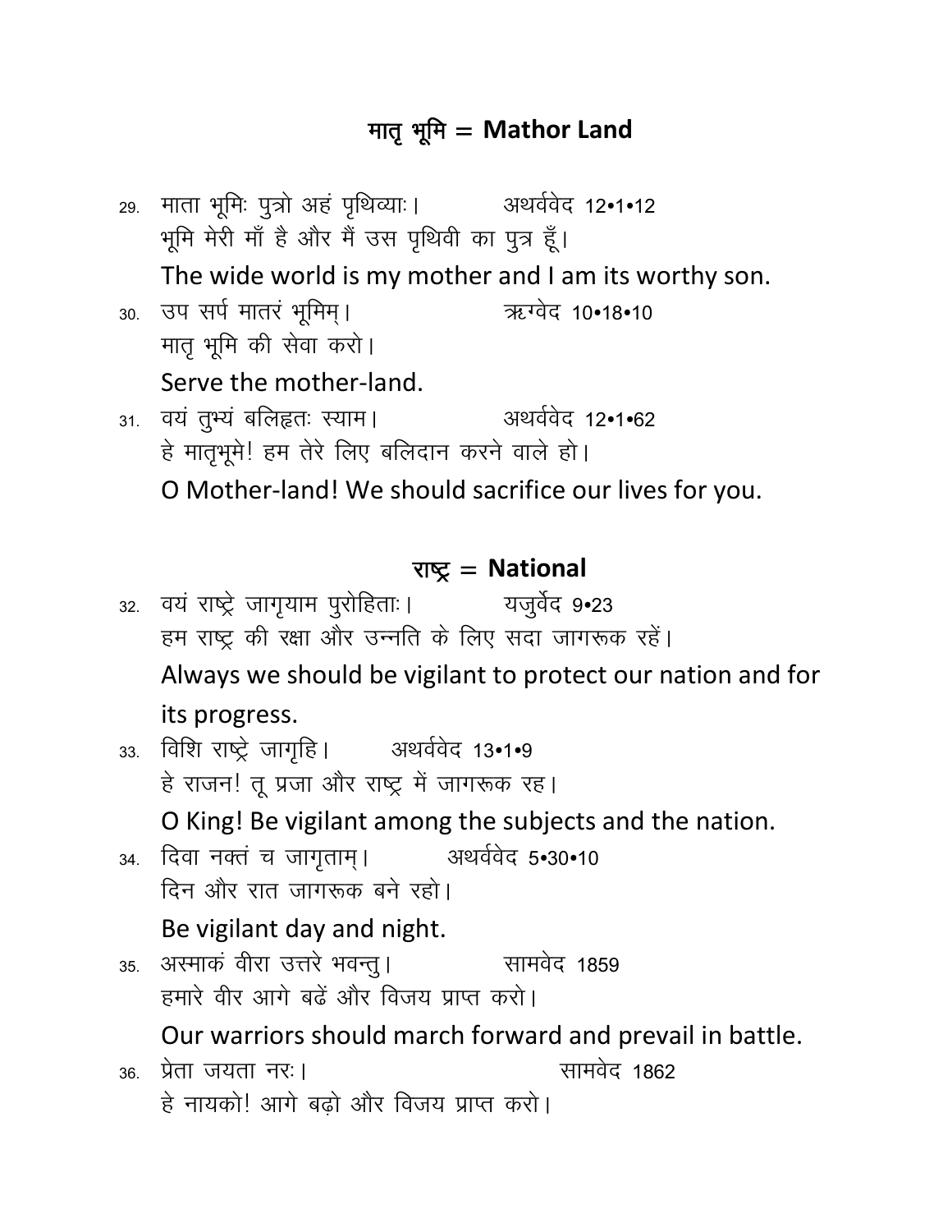## मातृ भूमि = Mathor Land

29. माता भूमिः पुत्रो अहं पृथिव्याः। अथर्ववेद 12•1•12
    भूमि मेरी माँ है और मैं उस पृथिवी का पुत्र हूँ।
    The wide world is my mother and I am its worthy son.
30. उप सर्प मातरं भूमिम्। ऋग्वेद 10•18•10
    मातृ भूमि की सेवा करो।
    Serve the mother-land.
31. वयं तुभ्यं बलिहृतः स्याम। अथर्ववेद 12•1•62
    हे मातृभूमे! हम तेरे लिए बलिदान करने वाले हो।
    O Mother-land! We should sacrifice our lives for you.

## राष्ट्र = National

32. वयं राष्ट्रे जागृयाम पुरोहिताः। यजुर्वेद 9•23
    हम राष्ट्र की रक्षा और उन्नति के लिए सदा जागरूक रहें।
    Always we should be vigilant to protect our nation and for its progress.
33. विशि राष्ट्रे जागृहि। अथर्ववेद 13•1•9
    हे राजन! तू प्रजा और राष्ट्र में जागरूक रह।
    O King! Be vigilant among the subjects and the nation.
34. दिवा नक्तं च जागृताम्। अथर्ववेद 5•30•10
    दिन और रात जागरूक बने रहो।
    Be vigilant day and night.
35. अस्माकं वीरा उत्तरे भवन्तु। सामवेद 1859
    हमारे वीर आगे बढें और विजय प्राप्त करो।
    Our warriors should march forward and prevail in battle.
36. प्रेता जयता नरः। सामवेद 1862
    हे नायको! आगे बढ़ो और विजय प्राप्त करो।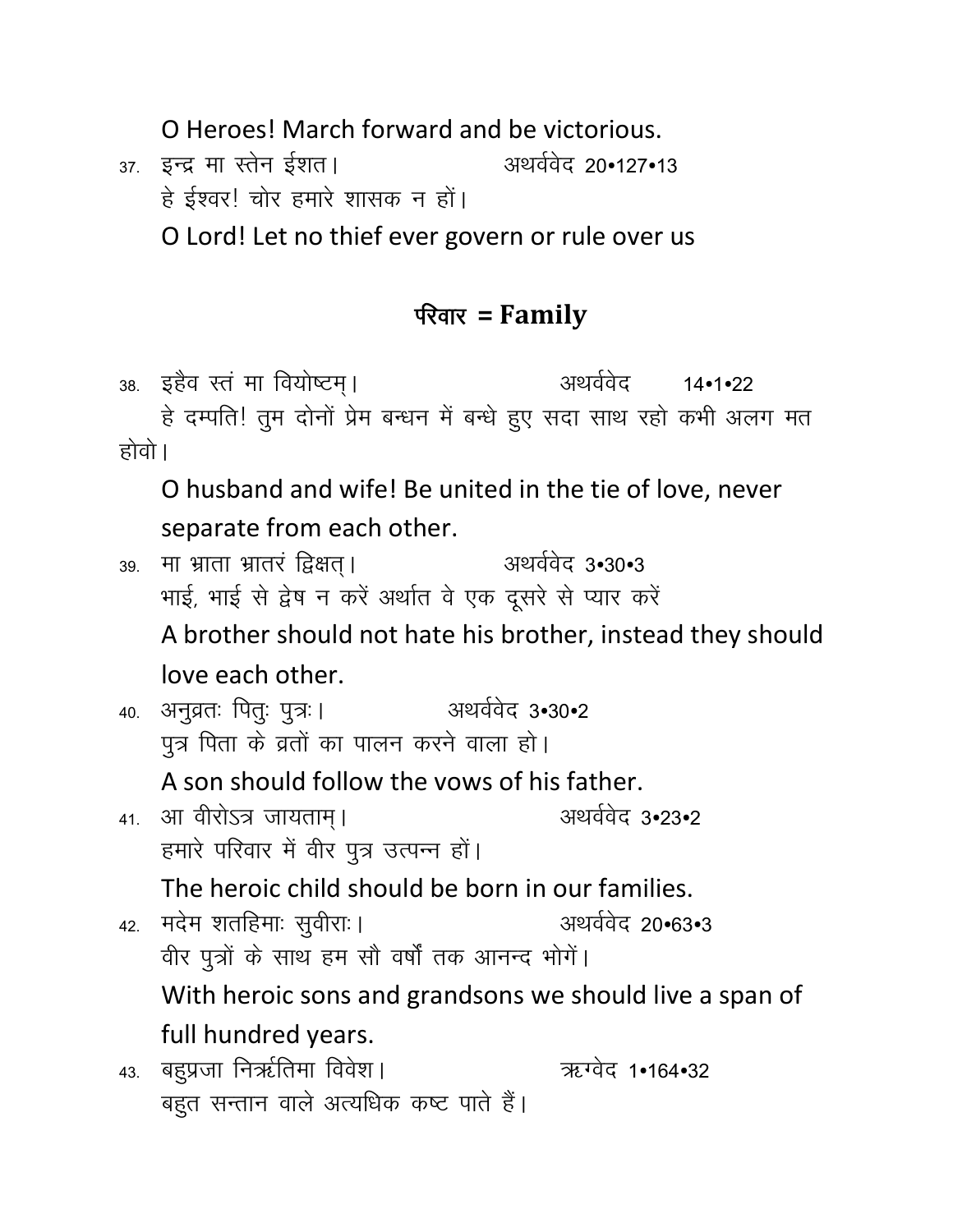O Heroes! March forward and be victorious.

37. इन्द्र मा स्तेन ईशत। अथर्ववेद 20•127•13

हे ईश्वर! चोर हमारे शासक न हों।

O Lord! Let no thief ever govern or rule over us

## परिवार = Family

38. इहैव स्तं मा वियोष्टम्। अथर्ववेद 14•1•22

हे दम्पति! तुम दोनों प्रेम बन्धन में बन्धे हुए सदा साथ रहो कभी अलग मत होवो।

O husband and wife! Be united in the tie of love, never separate from each other.

39. मा भ्राता भ्रातरं द्विक्षत्। अथर्ववेद 3•30•3

भाई, भाई से द्वेष न करें अर्थात वे एक दूसरे से प्यार करें

A brother should not hate his brother, instead they should love each other.

40. अनुव्रतः पितुः पुत्रः। अथर्ववेद 3•30•2

पुत्र पिता के व्रतों का पालन करने वाला हो।

A son should follow the vows of his father.

41. आ वीरोऽत्र जायताम्। अथर्ववेद 3•23•2

हमारे परिवार में वीर पुत्र उत्पन्न हों।

The heroic child should be born in our families.

42. मदेम शतहिमाः सुवीराः। अथर्ववेद 20•63•3

वीर पुत्रों के साथ हम सौ वर्षों तक आनन्द भोगें।

With heroic sons and grandsons we should live a span of full hundred years.

43. बहुप्रजा निर्ऋतिमा विवेश। ऋग्वेद 1•164•32

बहुत सन्तान वाले अत्यधिक कष्ट पाते हैं।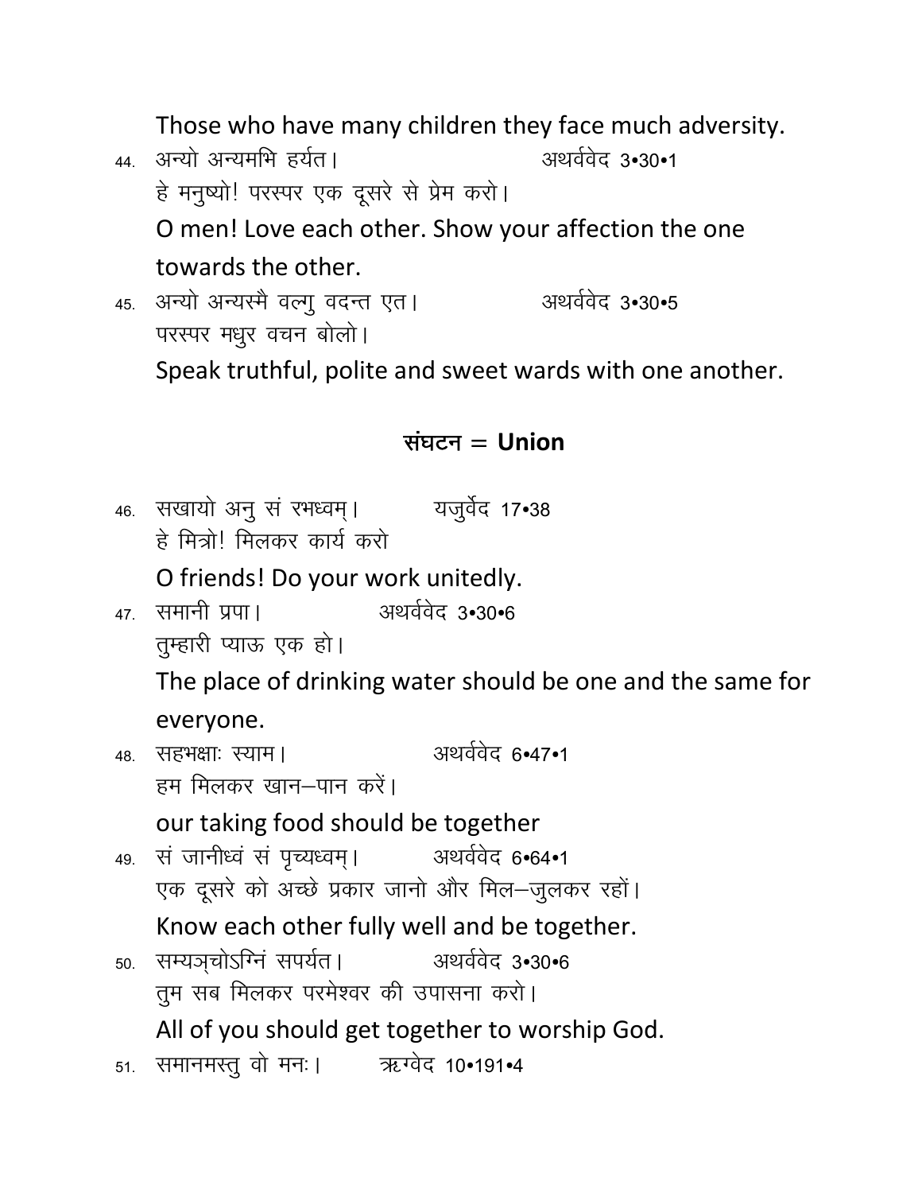Those who have many children they face much adversity.

44. अन्यो अन्यमभि हर्यत। अथर्ववेद 3•30•1
हे मनुष्यो! परस्पर एक दूसरे से प्रेम करो।
O men! Love each other. Show your affection the one towards the other.

45. अन्यो अन्यस्मै वल्गु वदन्त एत। अथर्ववेद 3•30•5
परस्पर मधुर वचन बोलो।
Speak truthful, polite and sweet wards with one another.

## संघटन = Union

46. सखायो अनु सं रभध्वम्। यजुर्वेद 17•38
हे मित्रो! मिलकर कार्य करो
O friends! Do your work unitedly.

47. समानी प्रपा। अथर्ववेद 3•30•6
तुम्हारी प्याऊ एक हो।
The place of drinking water should be one and the same for everyone.

48. सहभक्षाः स्याम। अथर्ववेद 6•47•1
हम मिलकर खान–पान करें।
our taking food should be together

49. सं जानीध्वं सं पृच्यध्वम्। अथर्ववेद 6•64•1
एक दूसरे को अच्छे प्रकार जानो और मिल–जुलकर रहों।
Know each other fully well and be together.

50. सम्यञ्चोऽग्निं सपर्यत। अथर्ववेद 3•30•6
तुम सब मिलकर परमेश्वर की उपासना करो।
All of you should get together to worship God.

51. समानमस्तु वो मनः। ऋग्वेद 10•191•4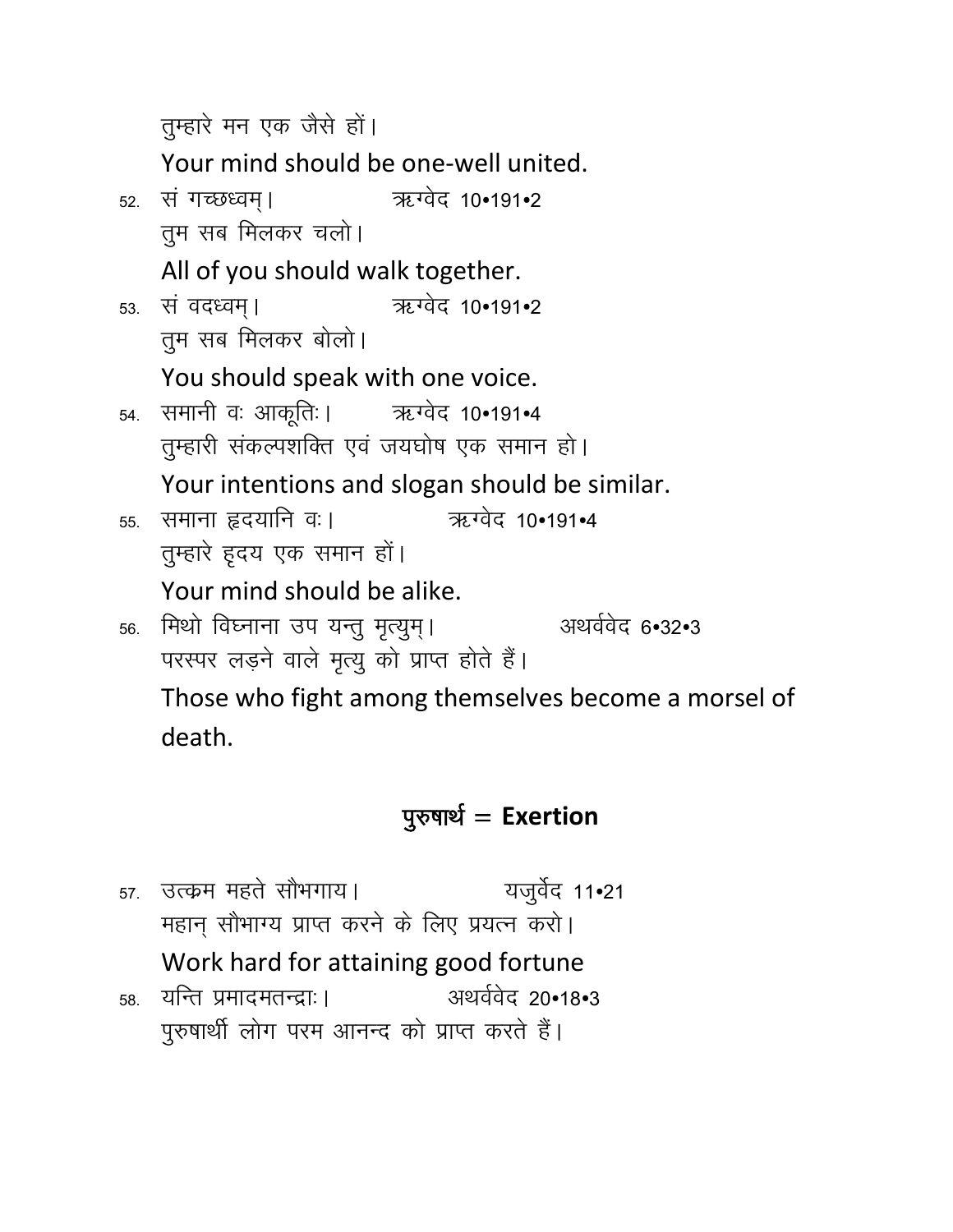तुम्हारे मन एक जैसे हों।

Your mind should be one-well united.

52. सं गच्छध्वम्। ऋग्वेद 10•191•2

तुम सब मिलकर चलो।

All of you should walk together.

53. सं वदध्वम्। ऋग्वेद 10•191•2

तुम सब मिलकर बोलो।

You should speak with one voice.

54. समानी वः आकूतिः। ऋग्वेद 10•191•4

तुम्हारी संकल्पशक्ति एवं जयघोष एक समान हो।

Your intentions and slogan should be similar.

55. समाना हृदयानि वः। ऋग्वेद 10•191•4

तुम्हारे हृदय एक समान हों।

Your mind should be alike.

56. मिथो विघ्नाना उप यन्तु मृत्युम्। अथर्ववेद 6•32•3

परस्पर लड़ने वाले मृत्यु को प्राप्त होते हैं।

Those who fight among themselves become a morsel of death.

## पुरुषार्थ = Exertion

57. उत्क्रम महते सौभगाय। यजुर्वेद 11•21

महान् सौभाग्य प्राप्त करने के लिए प्रयत्न करो।

Work hard for attaining good fortune

58. यन्ति प्रमादमतन्द्राः। अथर्ववेद 20•18•3

पुरुषार्थी लोग परम आनन्द को प्राप्त करते हैं।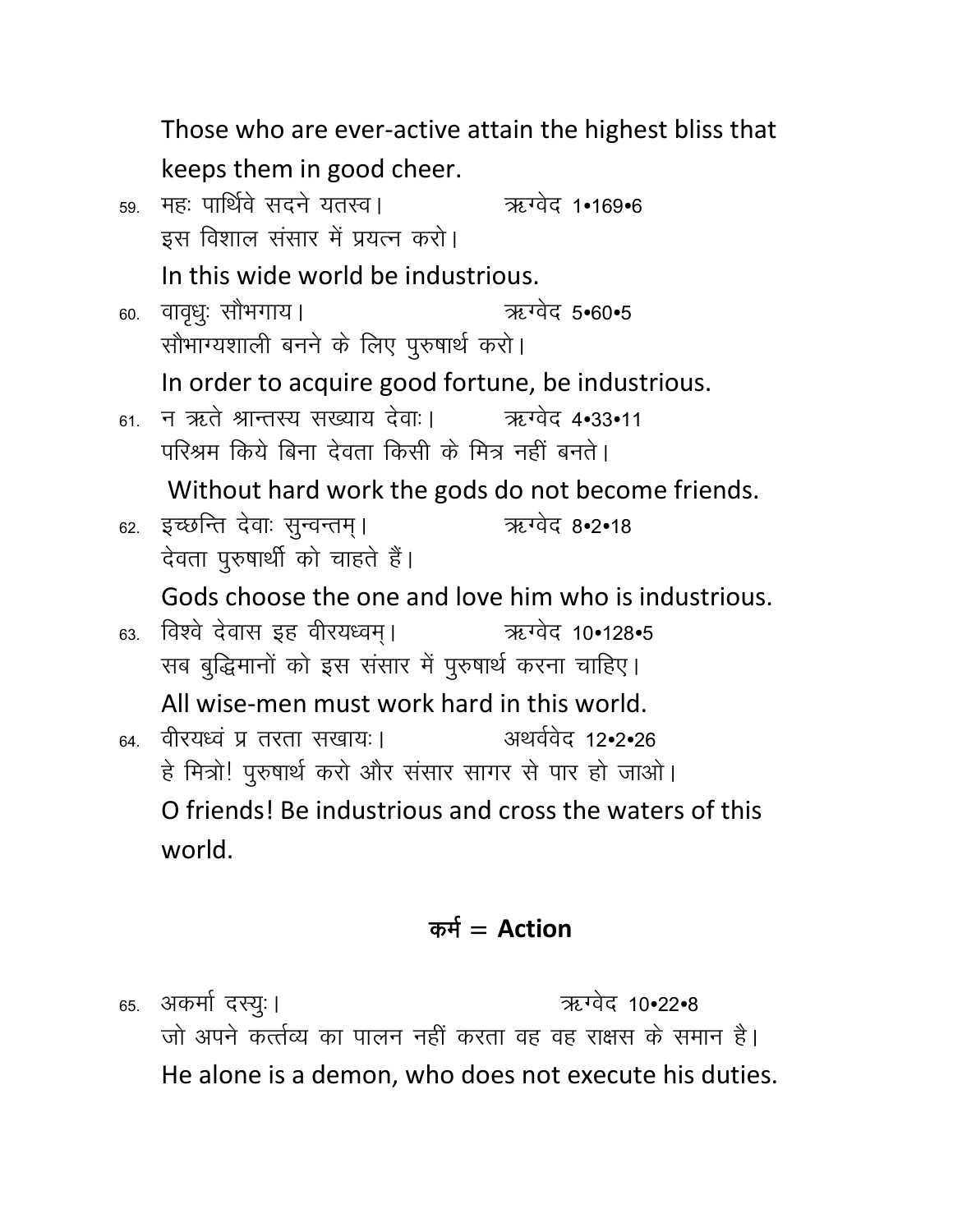Those who are ever-active attain the highest bliss that keeps them in good cheer.

59. महः पार्थिवे सदने यतस्व। ऋग्वेद 1•169•6

इस विशाल संसार में प्रयत्न करो।

In this wide world be industrious.

60. वावृधुः सौभगाय। ऋग्वेद 5•60•5

सौभाग्यशाली बनने के लिए पुरुषार्थ करो।

In order to acquire good fortune, be industrious.

61. न ऋते श्रान्तस्य सख्याय देवाः। ऋग्वेद 4•33•11

परिश्रम किये बिना देवता किसी के मित्र नहीं बनते।

Without hard work the gods do not become friends.

62. इच्छन्ति देवाः सुन्वन्तम्। ऋग्वेद 8•2•18

देवता पुरुषार्थी को चाहते हैं।

Gods choose the one and love him who is industrious.

63. विश्वे देवास इह वीरयध्वम्। ऋग्वेद 10•128•5

सब बुद्धिमानों को इस संसार में पुरुषार्थ करना चाहिए।

All wise-men must work hard in this world.

64. वीरयध्वं प्र तरता सखायः। अथर्ववेद 12•2•26

हे मित्रो! पुरुषार्थ करो और संसार सागर से पार हो जाओ।

O friends! Be industrious and cross the waters of this world.

## कर्म = Action

65. अकर्मा दस्युः। ऋग्वेद 10•22•8

जो अपने कर्त्तव्य का पालन नहीं करता वह वह राक्षस के समान है।

He alone is a demon, who does not execute his duties.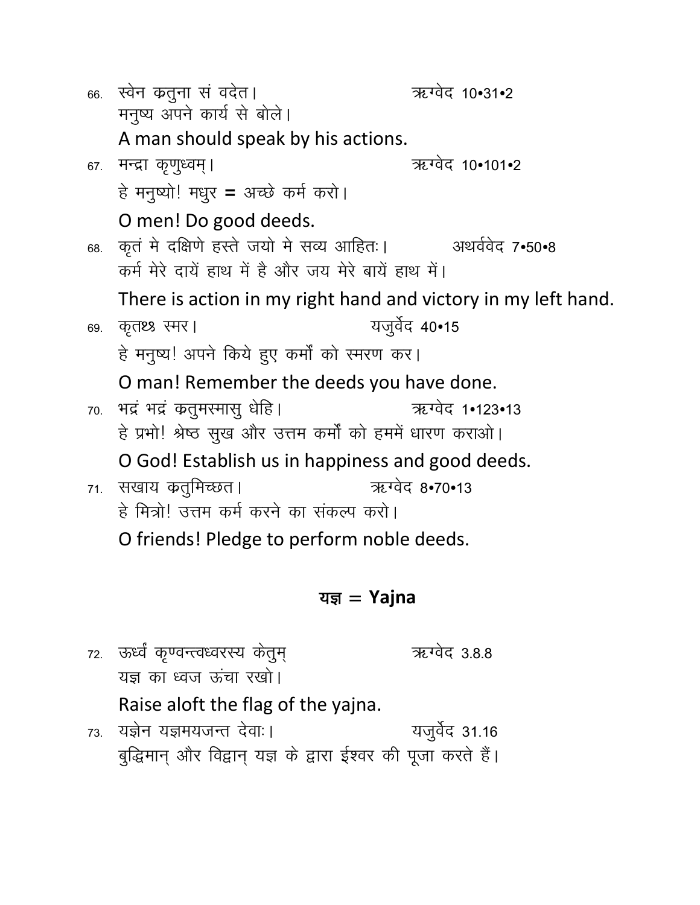66. स्वेन क्रतुना सं वदेत। ऋग्वेद 10•31•2

मनुष्य अपने कार्य से बोले।

A man should speak by his actions.

67. मन्द्रा कृणुध्वम्। ऋग्वेद 10•101•2

हे मनुष्यो! मधुर = अच्छे कर्म करो।

O men! Do good deeds.

68. कृतं मे दक्षिणे हस्ते जयो मे सव्य आहितः। अथर्ववेद 7•50•8

कर्म मेरे दायें हाथ में है और जय मेरे बायें हाथ में।

There is action in my right hand and victory in my left hand.

69. कृतꣳ स्मर। यजुर्वेद 40•15

हे मनुष्य! अपने किये हुए कर्मों को स्मरण कर।

O man! Remember the deeds you have done.

70. भद्रं भद्रं क्रतुमस्मासु धेहि। ऋग्वेद 1•123•13

हे प्रभो! श्रेष्ठ सुख और उत्तम कर्मों को हममें धारण कराओ।

O God! Establish us in happiness and good deeds.

71. सखाय क्रतुमिच्छत। ऋग्वेद 8•70•13

हे मित्रो! उत्तम कर्म करने का संकल्प करो।

O friends! Pledge to perform noble deeds.

## यज्ञ = Yajna

72. ऊर्ध्वं कृण्वन्त्वध्वरस्य केतुम् ऋग्वेद 3.8.8

यज्ञ का ध्वज ऊंचा रखो।

Raise aloft the flag of the yajna.

73. यज्ञेन यज्ञमयजन्त देवाः। यजुर्वेद 31.16

बुद्धिमान् और विद्वान् यज्ञ के द्वारा ईश्वर की पूजा करते हैं।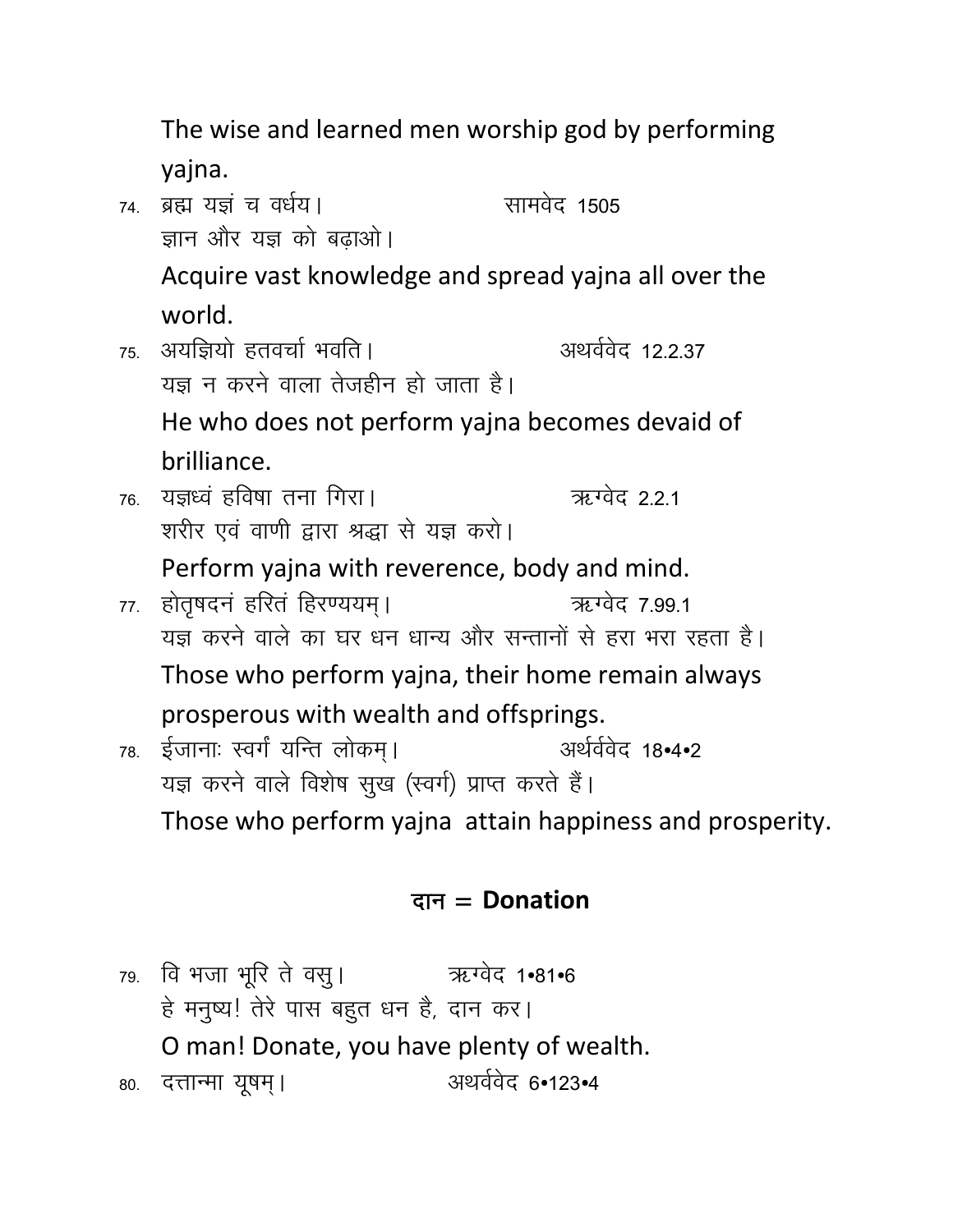The wise and learned men worship god by performing yajna.

74. ब्रह्म यज्ञं च वर्धय। सामवेद 1505
ज्ञान और यज्ञ को बढ़ाओ।
Acquire vast knowledge and spread yajna all over the world.

75. अयज्ञियो हतवर्चा भवति। अथर्ववेद 12.2.37
यज्ञ न करने वाला तेजहीन हो जाता है।
He who does not perform yajna becomes devaid of brilliance.

76. यज्ञध्वं हविषा तना गिरा। ऋग्वेद 2.2.1
शरीर एवं वाणी द्वारा श्रद्धा से यज्ञ करो।
Perform yajna with reverence, body and mind.

77. होतृषदनं हरितं हिरण्ययम्। ऋग्वेद 7.99.1
यज्ञ करने वाले का घर धन धान्य और सन्तानों से हरा भरा रहता है।
Those who perform yajna, their home remain always prosperous with wealth and offsprings.

78. ईजानाः स्वर्गं यन्ति लोकम्। अर्थर्ववेद 18•4•2
यज्ञ करने वाले विशेष सुख (स्वर्ग) प्राप्त करते हैं।
Those who perform yajna attain happiness and prosperity.

## दान = Donation

79. वि भजा भूरि ते वसु। ऋग्वेद 1•81•6
हे मनुष्य! तेरे पास बहुत धन है, दान कर।
O man! Donate, you have plenty of wealth.

80. दत्तान्मा यूषम्। अथर्ववेद 6•123•4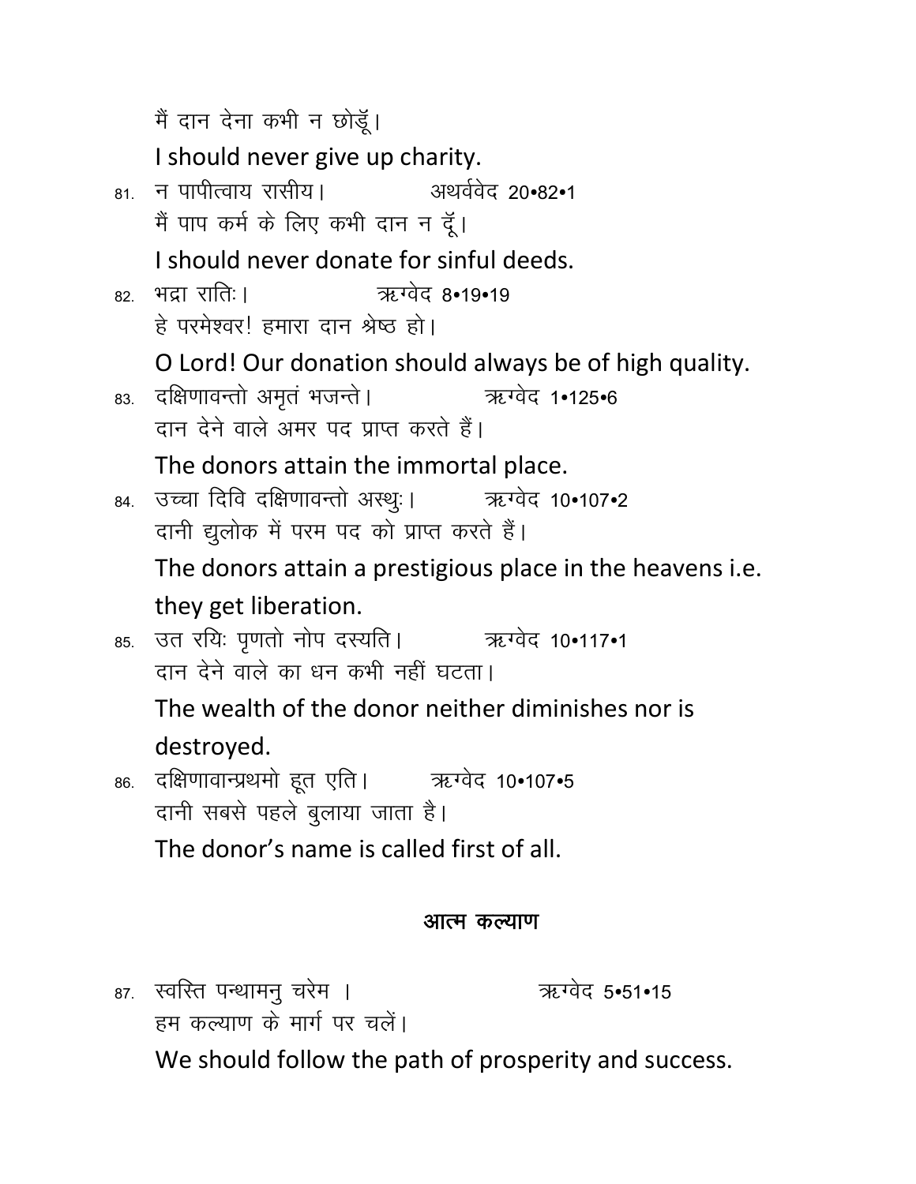मैं दान देना कभी न छोड़ूँ।

I should never give up charity.

81. न पापीत्वाय रासीय। अथर्ववेद 20•82•1

मैं पाप कर्म के लिए कभी दान न दूँ।

I should never donate for sinful deeds.

82. भद्रा रातिः। ऋग्वेद 8•19•19

हे परमेश्वर! हमारा दान श्रेष्ठ हो।

O Lord! Our donation should always be of high quality.

83. दक्षिणावन्तो अमृतं भजन्ते। ऋग्वेद 1•125•6

दान देने वाले अमर पद प्राप्त करते हैं।

The donors attain the immortal place.

84. उच्चा दिवि दक्षिणावन्तो अस्थुः। ऋग्वेद 10•107•2

दानी द्युलोक में परम पद को प्राप्त करते हैं।

The donors attain a prestigious place in the heavens i.e. they get liberation.

85. उत रयिः पृणतो नोप दस्यति। ऋग्वेद 10•117•1

दान देने वाले का धन कभी नहीं घटता।

The wealth of the donor neither diminishes nor is destroyed.

86. दक्षिणावान्प्रथमो हूत एति। ऋग्वेद 10•107•5

दानी सबसे पहले बुलाया जाता है।

The donor's name is called first of all.

## आत्म कल्याण

87. स्वस्ति पन्थामनु चरेम । ऋग्वेद 5•51•15

हम कल्याण के मार्ग पर चलें।

We should follow the path of prosperity and success.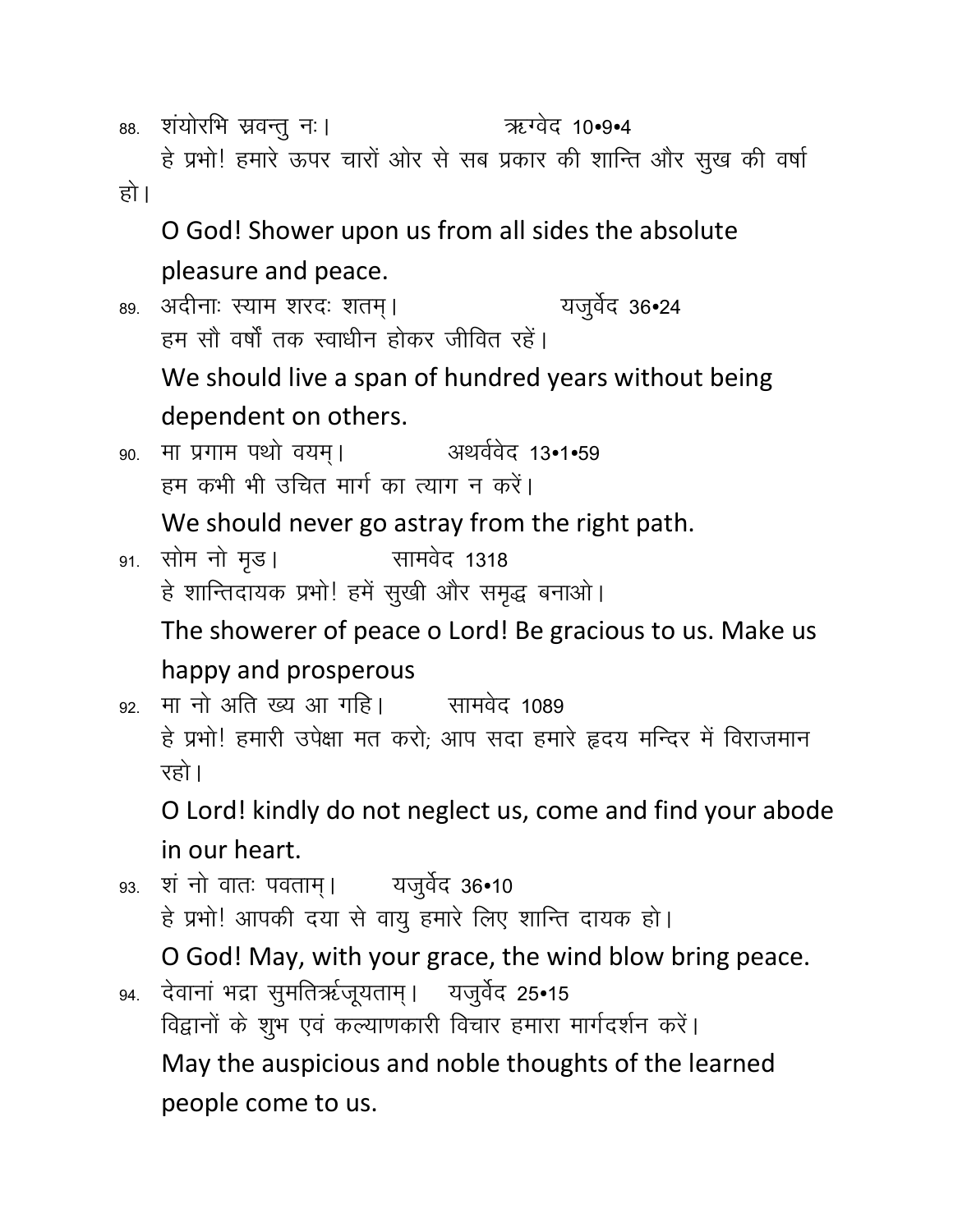88. शंयोरभि स्रवन्तु नः। ऋग्वेद 10•9•4

हे प्रभो! हमारे ऊपर चारों ओर से सब प्रकार की शान्ति और सुख की वर्षा हो।

O God! Shower upon us from all sides the absolute pleasure and peace.

89. अदीनाः स्याम शरदः शतम्। यजुर्वेद 36•24

हम सौ वर्षों तक स्वाधीन होकर जीवित रहें।

We should live a span of hundred years without being dependent on others.

90. मा प्रगाम पथो वयम्। अथर्ववेद 13•1•59

हम कभी भी उचित मार्ग का त्याग न करें।

We should never go astray from the right path.

91. सोम नो मृड। सामवेद 1318

हे शान्तिदायक प्रभो! हमें सुखी और समृद्ध बनाओ।

The showerer of peace o Lord! Be gracious to us. Make us happy and prosperous

92. मा नो अति ख्य आ गहि। सामवेद 1089

हे प्रभो! हमारी उपेक्षा मत करो; आप सदा हमारे हृदय मन्दिर में विराजमान रहो।

O Lord! kindly do not neglect us, come and find your abode in our heart.

93. शं नो वातः पवताम्। यजुर्वेद 36•10

हे प्रभो! आपकी दया से वायु हमारे लिए शान्ति दायक हो।

O God! May, with your grace, the wind blow bring peace.

94. देवानां भद्रा सुमतिर्ऋजूयताम्। यजुर्वेद 25•15

विद्वानों के शुभ एवं कल्याणकारी विचार हमारा मार्गदर्शन करें।

May the auspicious and noble thoughts of the learned people come to us.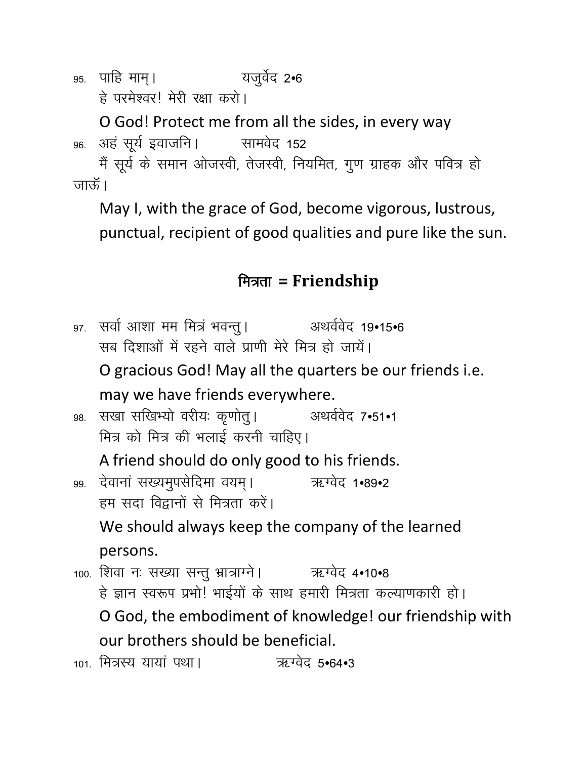95. पाहि माम्। यजुर्वेद 2•6

हे परमेश्वर! मेरी रक्षा करो।

O God! Protect me from all the sides, in every way

96. अहं सूर्य इवाजनि। सामवेद 152

मैं सूर्य के समान ओजस्वी, तेजस्वी, नियमित, गुण ग्राहक और पवित्र हो जाऊँ।

May I, with the grace of God, become vigorous, lustrous, punctual, recipient of good qualities and pure like the sun.

## मित्रता = Friendship

97. सर्वा आशा मम मित्रं भवन्तु। अथर्ववेद 19•15•6

सब दिशाओं में रहने वाले प्राणी मेरे मित्र हो जायें।

O gracious God! May all the quarters be our friends i.e. may we have friends everywhere.

98. सखा सखिभ्यो वरीयः कृणोतु। अथर्ववेद 7•51•1

मित्र को मित्र की भलाई करनी चाहिए।

A friend should do only good to his friends.

99. देवानां सख्यमुपसेदिमा वयम्। ऋग्वेद 1•89•2

हम सदा विद्वानों से मित्रता करें।

We should always keep the company of the learned persons.

100. शिवा नः सख्या सन्तु भ्रात्राग्ने। ऋग्वेद 4•10•8

हे ज्ञान स्वरूप प्रभो! भाईयों के साथ हमारी मित्रता कल्याणकारी हो।

O God, the embodiment of knowledge! our friendship with our brothers should be beneficial.

101. मित्रस्य यायां पथा। ऋग्वेद 5•64•3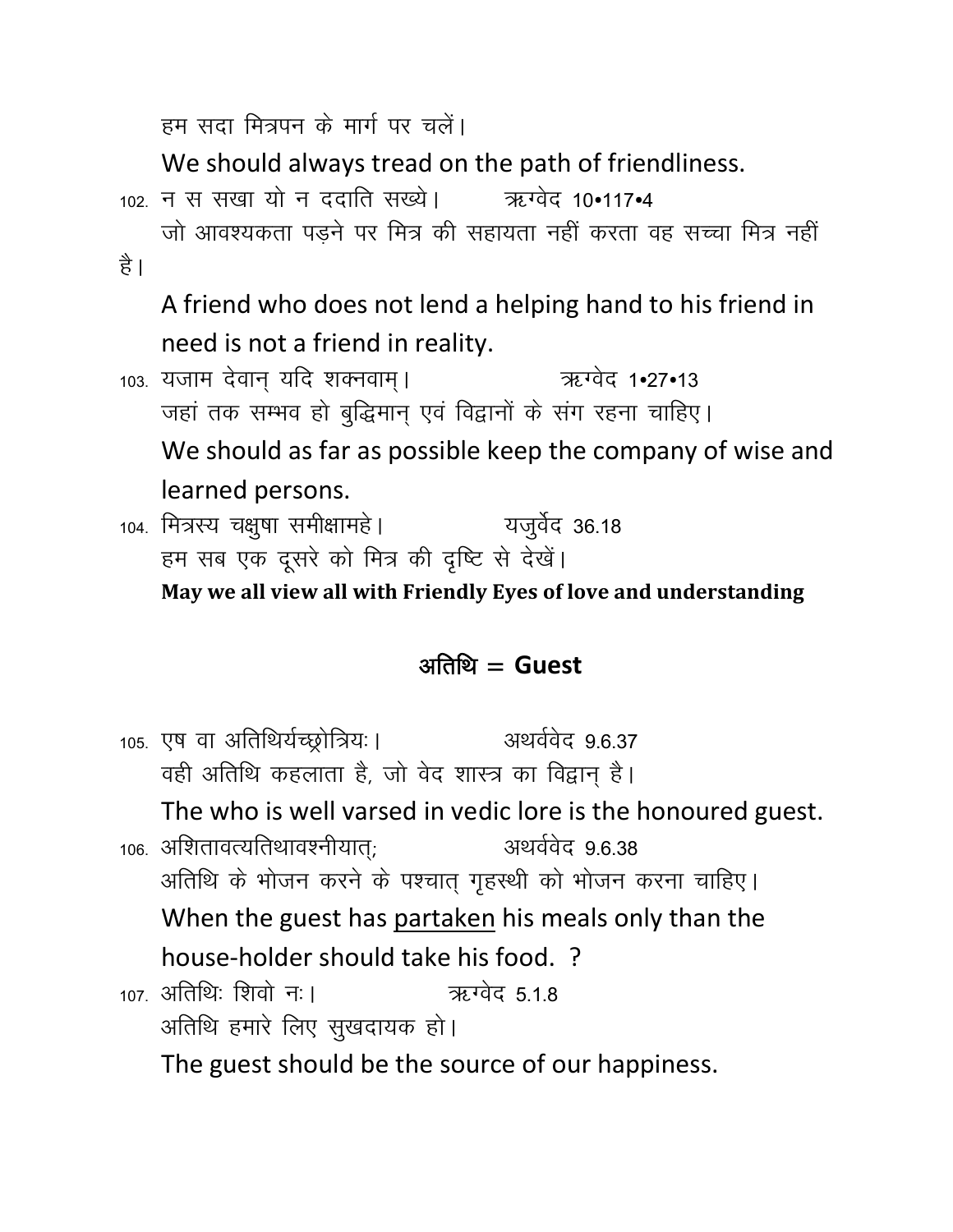हम सदा मित्रपन के मार्ग पर चलें।

We should always tread on the path of friendliness.

102. न स सखा यो न ददाति सख्ये। ऋग्वेद 10•117•4

जो आवश्यकता पड़ने पर मित्र की सहायता नहीं करता वह सच्चा मित्र नहीं है।

A friend who does not lend a helping hand to his friend in need is not a friend in reality.

103. यजाम देवान् यदि शक्नवाम्। ऋग्वेद 1•27•13

जहां तक सम्भव हो बुद्धिमान् एवं विद्वानों के संग रहना चाहिए।

We should as far as possible keep the company of wise and learned persons.

104. मित्रस्य चक्षुषा समीक्षामहे। यजुर्वेद 36.18

हम सब एक दूसरे को मित्र की दृष्टि से देखें।

**May we all view all with Friendly Eyes of love and understanding**

## अतिथि = Guest

105. एष वा अतिथिर्यच्छ्रोत्रियः। अथर्ववेद 9.6.37

वही अतिथि कहलाता है, जो वेद शास्त्र का विद्वान् है।

The who is well varsed in vedic lore is the honoured guest.

106. अशितावत्यतिथावश्नीयात्; अथर्ववेद 9.6.38

अतिथि के भोजन करने के पश्चात् गृहस्थी को भोजन करना चाहिए।

When the guest has partaken his meals only than the house-holder should take his food. ?

107. अतिथिः शिवो नः। ऋग्वेद 5.1.8

अतिथि हमारे लिए सुखदायक हो।

The guest should be the source of our happiness.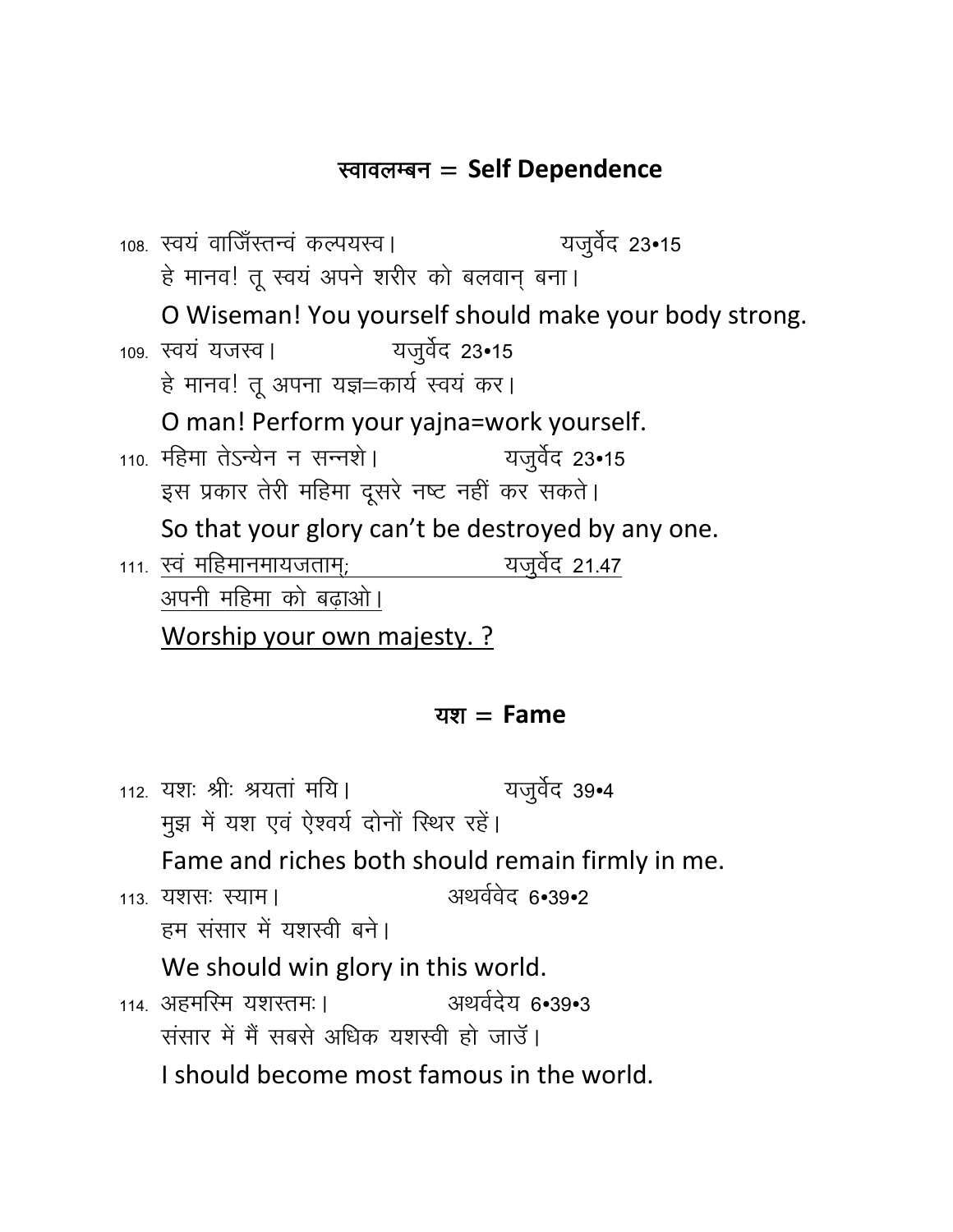## स्वावलम्बन = Self Dependence

108. स्वयं वाजिँस्तन्वं कल्पयस्व। यजुर्वेद 23•15
हे मानव! तू स्वयं अपने शरीर को बलवान् बना।
O Wiseman! You yourself should make your body strong.

109. स्वयं यजस्व। यजुर्वेद 23•15
हे मानव! तू अपना यज्ञ=कार्य स्वयं कर।
O man! Perform your yajna=work yourself.

110. महिमा तेऽन्येन न सन्नशे। यजुर्वेद 23•15
इस प्रकार तेरी महिमा दूसरे नष्ट नहीं कर सकते।
So that your glory can't be destroyed by any one.

111. <u>स्वं महिमानमायजताम्; यजुर्वेद 21.47</u>
<u>अपनी महिमा को बढ़ाओ।</u>
<u>Worship your own majesty. ?</u>

## यश = Fame

112. यशः श्रीः श्रयतां मयि। यजुर्वेद 39•4
मुझ में यश एवं ऐश्वर्य दोनों स्थिर रहें।
Fame and riches both should remain firmly in me.

113. यशसः स्याम। अथर्ववेद 6•39•2
हम संसार में यशस्वी बने।
We should win glory in this world.

114. अहमस्मि यशस्तमः। अथर्वदेय 6•39•3
संसार में मैं सबसे अधिक यशस्वी हो जाउँ।
I should become most famous in the world.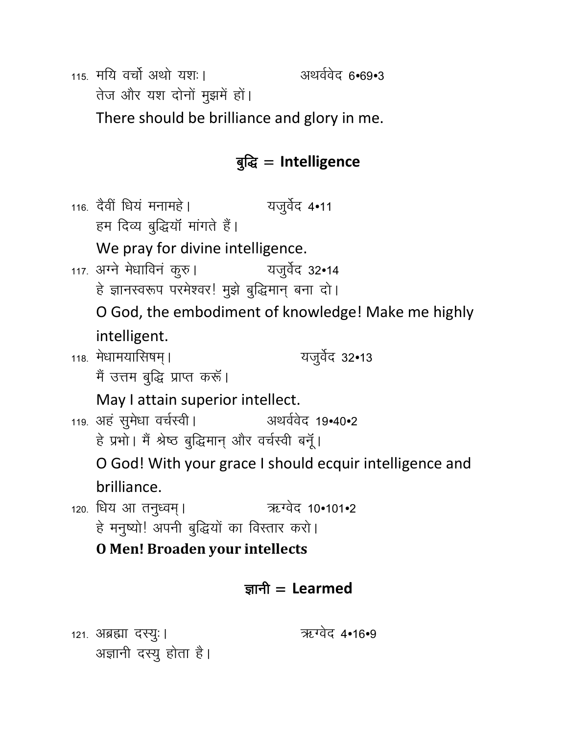115. मयि वर्चो अथो यशः।　　　　　　अथर्ववेद 6•69•3
तेज और यश दोनों मुझमें हों।
There should be brilliance and glory in me.

## बुद्धि = Intelligence

116. दैवीं धियं मनामहे।　　　　　　यजुर्वेद 4•11
हम दिव्य बुद्धियॉ मांगते हैं।
We pray for divine intelligence.

117. अग्ने मेधाविनं कुरु।　　　　　　यजुर्वेद 32•14
हे ज्ञानस्वरूप परमेश्वर! मुझे बुद्धिमान् बना दो।
O God, the embodiment of knowledge! Make me highly intelligent.

118. मेधामयासिषम्।　　　　　　यजुर्वेद 32•13
मैं उत्तम बुद्धि प्राप्त करूॅं।
May I attain superior intellect.

119. अहं सुमेधा वर्चस्वी।　　　　　　अथर्ववेद 19•40•2
हे प्रभो। मैं श्रेष्ठ बुद्धिमान् और वर्चस्वी बनूॅं।
O God! With your grace I should ecquir intelligence and brilliance.

120. धिय आ तनुध्वम्।　　　　　　ऋग्वेद 10•101•2
हे मनुष्यो! अपनी बुद्धियों का विस्तार करो।
**O Men! Broaden your intellects**

## ज्ञानी = Learmed

121. अब्रह्मा दस्युः।　　　　　　ऋग्वेद 4•16•9
अज्ञानी दस्यु होता है।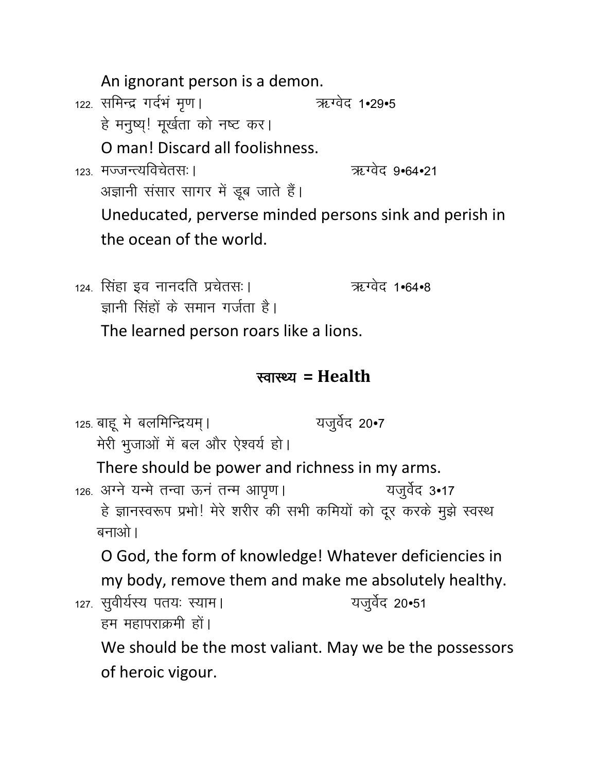An ignorant person is a demon.

122. समिन्द्र गर्दभं मृण। ऋग्वेद 1•29•5

हे मनुष्य्! मूर्खता को नष्ट कर।

O man! Discard all foolishness.

123. मज्जन्त्यविचेतसः। ऋग्वेद 9•64•21

अज्ञानी संसार सागर में डूब जाते हैं।

Uneducated, perverse minded persons sink and perish in the ocean of the world.

124. सिंहा इव नानदति प्रचेतसः। ऋग्वेद 1•64•8

ज्ञानी सिंहों के समान गर्जता है।

The learned person roars like a lions.

## स्वास्थ्य = Health

125. बाहू मे बलमिन्द्रियम्। यजुर्वेद 20•7

मेरी भुजाओं में बल और ऐश्वर्य हो।

There should be power and richness in my arms.

126. अग्ने यन्मे तन्वा ऊनं तन्म आपृण। यजुर्वेद 3•17

हे ज्ञानस्वरूप प्रभो! मेरे शरीर की सभी कमियों को दूर करके मुझे स्वस्थ बनाओ।

O God, the form of knowledge! Whatever deficiencies in my body, remove them and make me absolutely healthy.

127. सुवीर्यस्य पतयः स्याम। यजुर्वेद 20•51

हम महापराक्रमी हों।

We should be the most valiant. May we be the possessors of heroic vigour.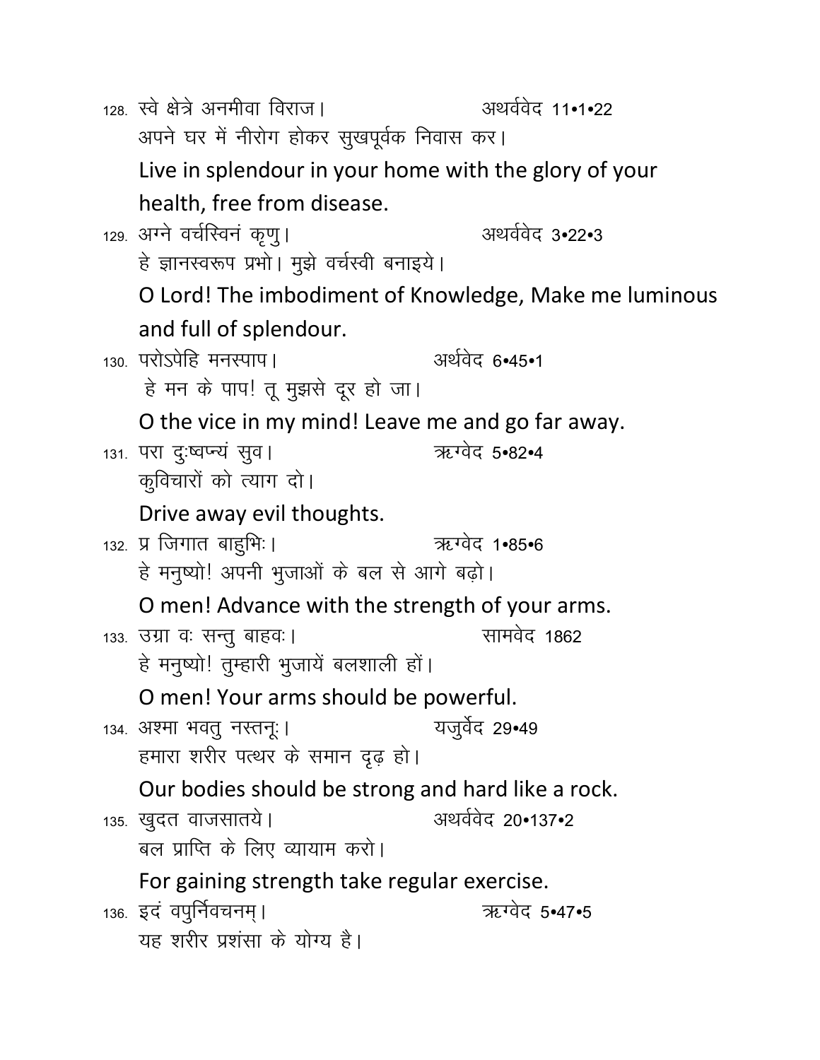128. स्वे क्षेत्रे अनमीवा विराज। अथर्ववेद 11•1•22
अपने घर में नीरोग होकर सुखपूर्वक निवास कर।
Live in splendour in your home with the glory of your health, free from disease.

129. अग्ने वर्चस्विनं कृणु। अथर्ववेद 3•22•3
हे ज्ञानस्वरूप प्रभो। मुझे वर्चस्वी बनाइये।
O Lord! The imbodiment of Knowledge, Make me luminous and full of splendour.

130. परोऽपेहि मनस्पाप। अर्थवेद 6•45•1
हे मन के पाप! तू मुझसे दूर हो जा।
O the vice in my mind! Leave me and go far away.

131. परा दुःष्वप्न्यं सुव। ऋग्वेद 5•82•4
कुविचारों को त्याग दो।
Drive away evil thoughts.

132. प्र जिगात बाहुभिः। ऋग्वेद 1•85•6
हे मनुष्यो! अपनी भुजाओं के बल से आगे बढ़ो।
O men! Advance with the strength of your arms.

133. उग्रा वः सन्तु बाहवः। सामवेद 1862
हे मनुष्यो! तुम्हारी भुजायें बलशाली हों।
O men! Your arms should be powerful.

134. अश्मा भवतु नस्तनूः। यजुर्वेद 29•49
हमारा शरीर पत्थर के समान दृढ़ हो।
Our bodies should be strong and hard like a rock.

135. खुदत वाजसातये। अथर्ववेद 20•137•2
बल प्राप्ति के लिए व्यायाम करो।
For gaining strength take regular exercise.

136. इदं वपुर्निवचनम्। ऋग्वेद 5•47•5
यह शरीर प्रशंसा के योग्य है।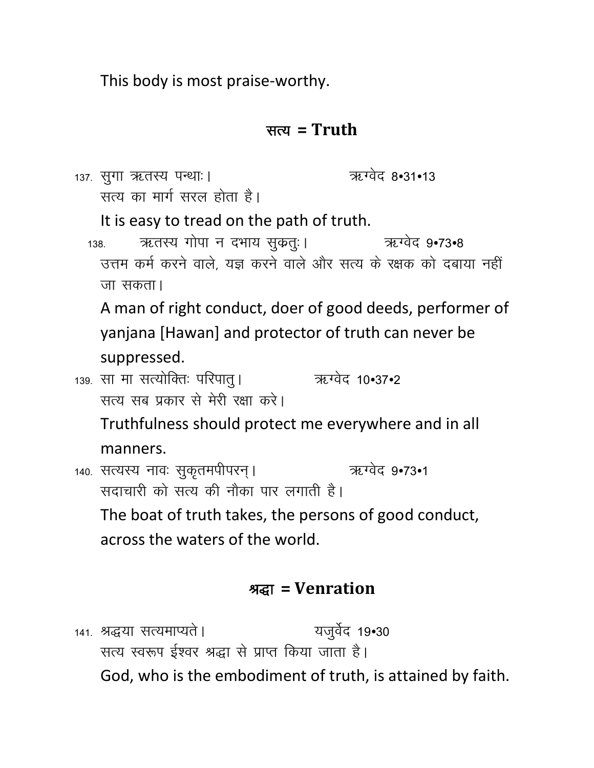This body is most praise-worthy.

## सत्य = Truth

137. सुगा ऋतस्य पन्थाः। ऋग्वेद 8•31•13

सत्य का मार्ग सरल होता है।

It is easy to tread on the path of truth.

138. ऋतस्य गोपा न दभाय सुक्रतुः। ऋग्वेद 9•73•8

उत्तम कर्म करने वाले, यज्ञ करने वाले और सत्य के रक्षक को दबाया नहीं जा सकता।

A man of right conduct, doer of good deeds, performer of yanjana [Hawan] and protector of truth can never be suppressed.

139. सा मा सत्योक्तिः परिपातु। ऋग्वेद 10•37•2

सत्य सब प्रकार से मेरी रक्षा करे।

Truthfulness should protect me everywhere and in all manners.

140. सत्यस्य नावः सुकृतमपीपरन्। ऋग्वेद 9•73•1

सदाचारी को सत्य की नौका पार लगाती है।

The boat of truth takes, the persons of good conduct, across the waters of the world.

## श्रद्धा = Venration

141. श्रद्धया सत्यमाप्यते। यजुर्वेद 19•30

सत्य स्वरूप ईश्वर श्रद्धा से प्राप्त किया जाता है।

God, who is the embodiment of truth, is attained by faith.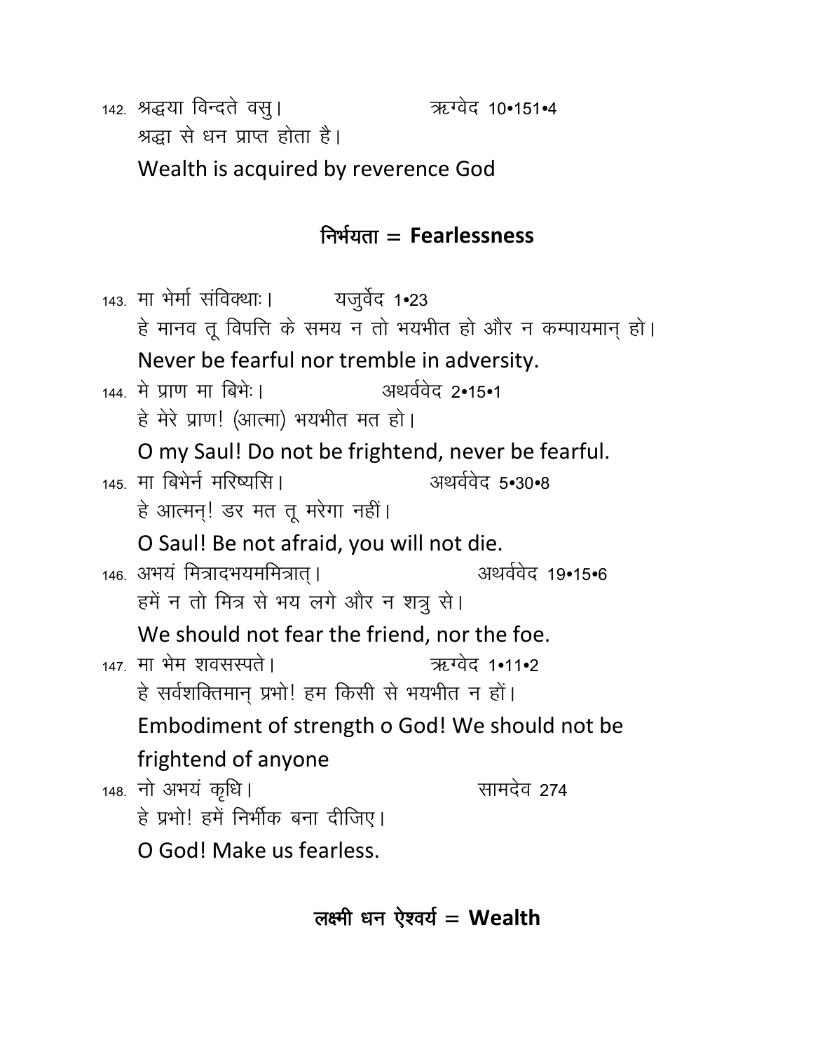142. श्रद्धया विन्दते वसु।                    ऋग्वेद 10•151•4

श्रद्धा से धन प्राप्त होता है।

Wealth is acquired by reverence God

## निर्भयता = Fearlessness

143. मा भेर्मा संविक्थाः।          यजुर्वेद 1•23

हे मानव तू विपत्ति के समय न तो भयभीत हो और न कम्पायमान् हो।

Never be fearful nor tremble in adversity.

144. मे प्राण मा बिभेः।                    अथर्ववेद 2•15•1

हे मेरे प्राण! (आत्मा) भयभीत मत हो।

O my Saul! Do not be frightend, never be fearful.

145. मा बिभेर्न मरिष्यसि।                  अथर्ववेद 5•30•8

हे आत्मन्! डर मत तू मरेगा नहीं।

O Saul! Be not afraid, you will not die.

146. अभयं मित्रादभयममित्रात्।                    अथर्ववेद 19•15•6

हमें न तो मित्र से भय लगे और न शत्रु से।

We should not fear the friend, nor the foe.

147. मा भेम शवसस्पते।                    ऋग्वेद 1•11•2

हे सर्वशक्तिमान् प्रभो! हम किसी से भयभीत न हों।

Embodiment of strength o God! We should not be frightend of anyone

148. नो अभयं कृधि।                          सामदेव 274

हे प्रभो! हमें निर्भीक बना दीजिए।

O God! Make us fearless.

## लक्ष्मी धन ऐश्वर्य = Wealth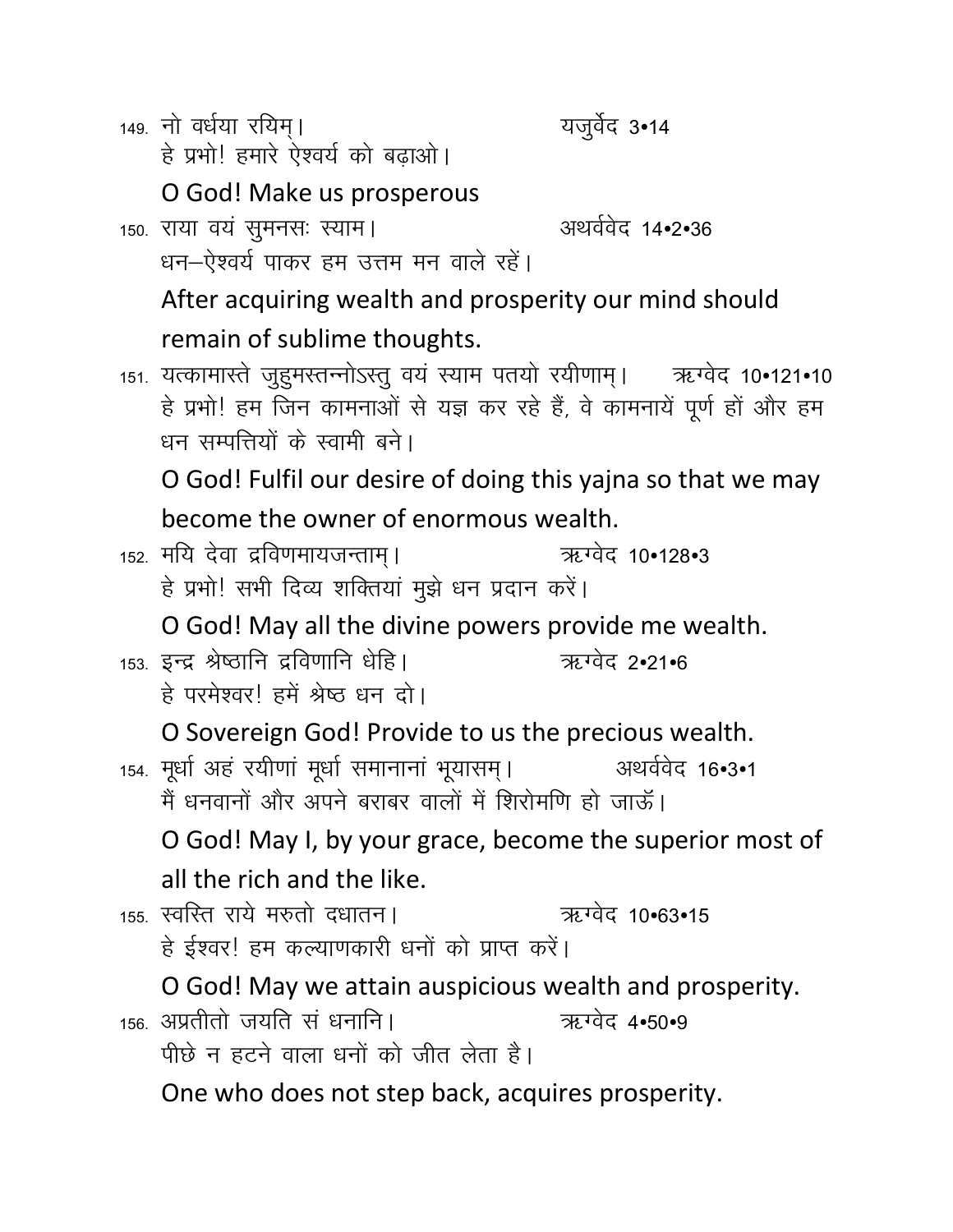149. नो वर्धया रयिम्। यजुर्वेद 3•14

हे प्रभो! हमारे ऐश्वर्य को बढ़ाओ।

O God! Make us prosperous

150. राया वयं सुमनसः स्याम। अथर्ववेद 14•2•36

धन–ऐश्वर्य पाकर हम उत्तम मन वाले रहें।

After acquiring wealth and prosperity our mind should remain of sublime thoughts.

151. यत्कामास्ते जुहुमस्तन्नोऽस्तु वयं स्याम पतयो रयीणाम्। ऋग्वेद 10•121•10

हे प्रभो! हम जिन कामनाओं से यज्ञ कर रहे हैं, वे कामनायें पूर्ण हों और हम धन सम्पत्तियों के स्वामी बने।

O God! Fulfil our desire of doing this yajna so that we may become the owner of enormous wealth.

152. मयि देवा द्रविणमायजन्ताम्। ऋग्वेद 10•128•3

हे प्रभो! सभी दिव्य शक्तियां मुझे धन प्रदान करें।

O God! May all the divine powers provide me wealth.

153. इन्द्र श्रेष्ठानि द्रविणानि धेहि। ऋग्वेद 2•21•6

हे परमेश्वर! हमें श्रेष्ठ धन दो।

O Sovereign God! Provide to us the precious wealth.

154. मूर्धा अहं रयीणां मूर्धा समानानां भूयासम्। अथर्ववेद 16•3•1

मैं धनवानों और अपने बराबर वालों में शिरोमणि हो जाऊँ।

O God! May I, by your grace, become the superior most of all the rich and the like.

155. स्वस्ति राये मरुतो दधातन। ऋग्वेद 10•63•15

हे ईश्वर! हम कल्याणकारी धनों को प्राप्त करें।

O God! May we attain auspicious wealth and prosperity.

156. अप्रतीतो जयति सं धनानि। ऋग्वेद 4•50•9

पीछे न हटने वाला धनों को जीत लेता है।

One who does not step back, acquires prosperity.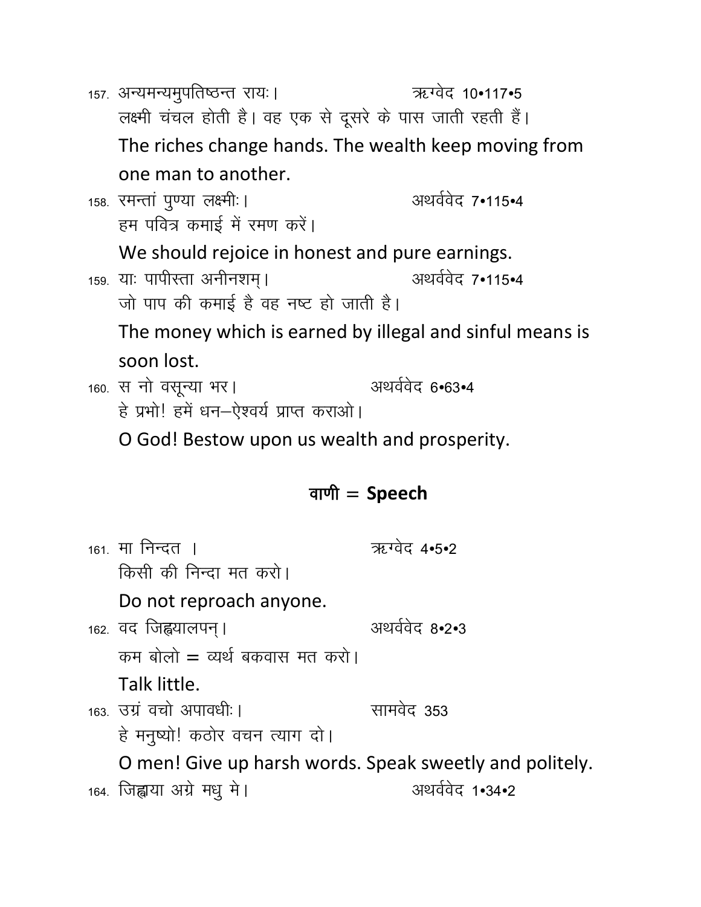157. अन्यमन्यमुपतिष्ठन्त रायः। ऋग्वेद 10•117•5

लक्ष्मी चंचल होती है। वह एक से दूसरे के पास जाती रहती हैं।

The riches change hands. The wealth keep moving from one man to another.

158. रमन्तां पुण्या लक्ष्मीः। अथर्ववेद 7•115•4

हम पवित्र कमाई में रमण करें।

We should rejoice in honest and pure earnings.

159. याः पापीस्ता अनीनशम्। अथर्ववेद 7•115•4

जो पाप की कमाई है वह नष्ट हो जाती है।

The money which is earned by illegal and sinful means is soon lost.

160. स नो वसून्या भर। अथर्ववेद 6•63•4

हे प्रभो! हमें धन–ऐश्वर्य प्राप्त कराओ।

O God! Bestow upon us wealth and prosperity.

## वाणी = **Speech**

161. मा निन्दत । ऋग्वेद 4•5•2

किसी की निन्दा मत करो।

Do not reproach anyone.

162. वद जिह्वयालपन्। अथर्ववेद 8•2•3

कम बोलो = व्यर्थ बकवास मत करो।

Talk little.

163. उग्रं वचो अपावधीः। सामवेद 353

हे मनुष्यो! कठोर वचन त्याग दो।

O men! Give up harsh words. Speak sweetly and politely.

164. जिह्वाया अग्रे मधु मे। अथर्ववेद 1•34•2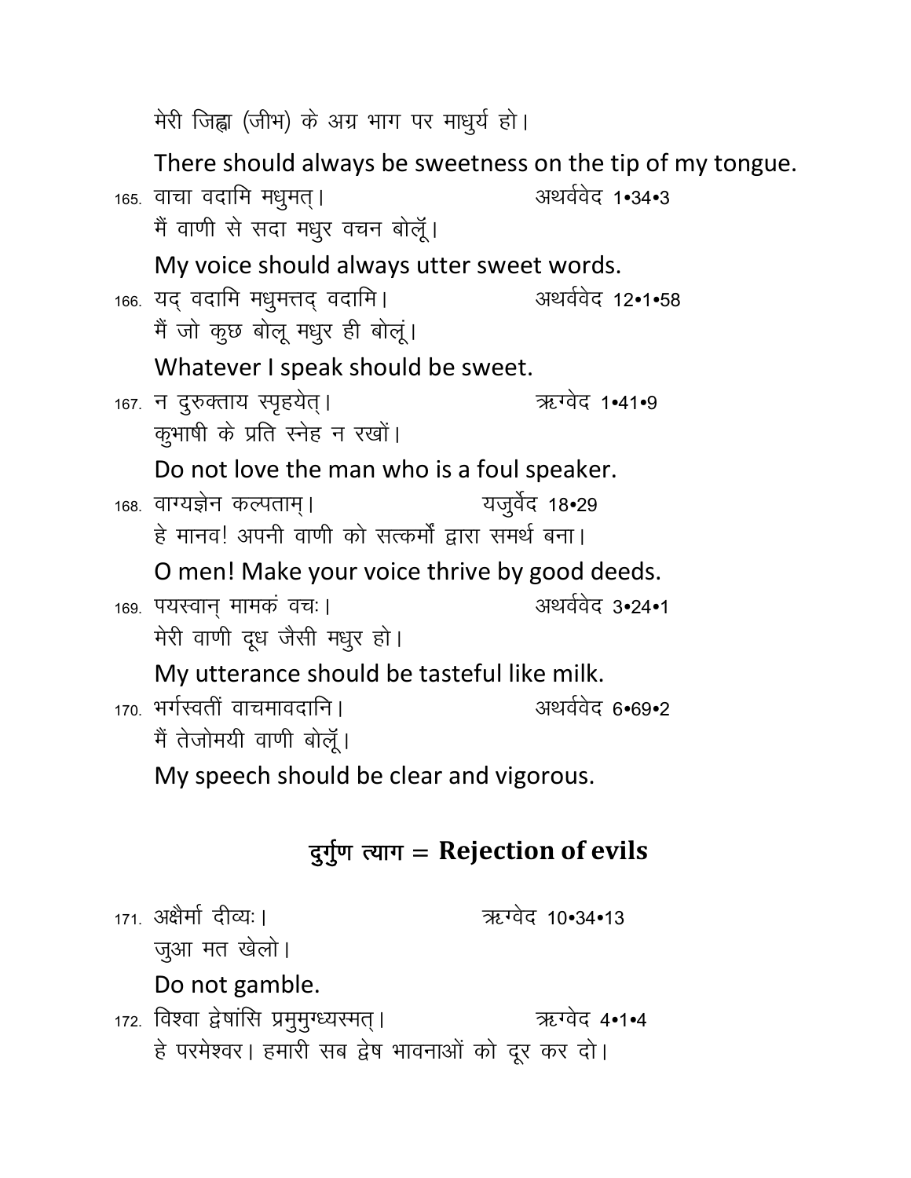मेरी जिह्वा (जीभ) के अग्र भाग पर माधुर्य हो।

There should always be sweetness on the tip of my tongue.

165. वाचा वदामि मधुमत्। अथर्ववेद 1•34•3

मैं वाणी से सदा मधुर वचन बोलूँ।

My voice should always utter sweet words.

166. यद् वदामि मधुमत्तद् वदामि। अथर्ववेद 12•1•58

मैं जो कुछ बोलू मधुर ही बोलूं।

Whatever I speak should be sweet.

167. न दुरुक्ताय स्पृहयेत्। ऋग्वेद 1•41•9

कुभाषी के प्रति स्नेह न रखों।

Do not love the man who is a foul speaker.

168. वाग्यज्ञेन कल्पताम्। यजुर्वेद 18•29

हे मानव! अपनी वाणी को सत्कर्मों द्वारा समर्थ बना।

O men! Make your voice thrive by good deeds.

169. पयस्वान् मामकं वचः। अथर्ववेद 3•24•1

मेरी वाणी दूध जैसी मधुर हो।

My utterance should be tasteful like milk.

170. भर्गस्वतीं वाचमावदानि। अथर्ववेद 6•69•2

मैं तेजोमयी वाणी बोलूँ।

My speech should be clear and vigorous.

## दुर्गुण त्याग = Rejection of evils

171. अक्षैर्मा दीव्यः। ऋग्वेद 10•34•13

जुआ मत खेलो।

Do not gamble.

172. विश्वा द्वेषांसि प्रमुमुग्ध्यस्मत्। ऋग्वेद 4•1•4

हे परमेश्वर। हमारी सब द्वेष भावनाओं को दूर कर दो।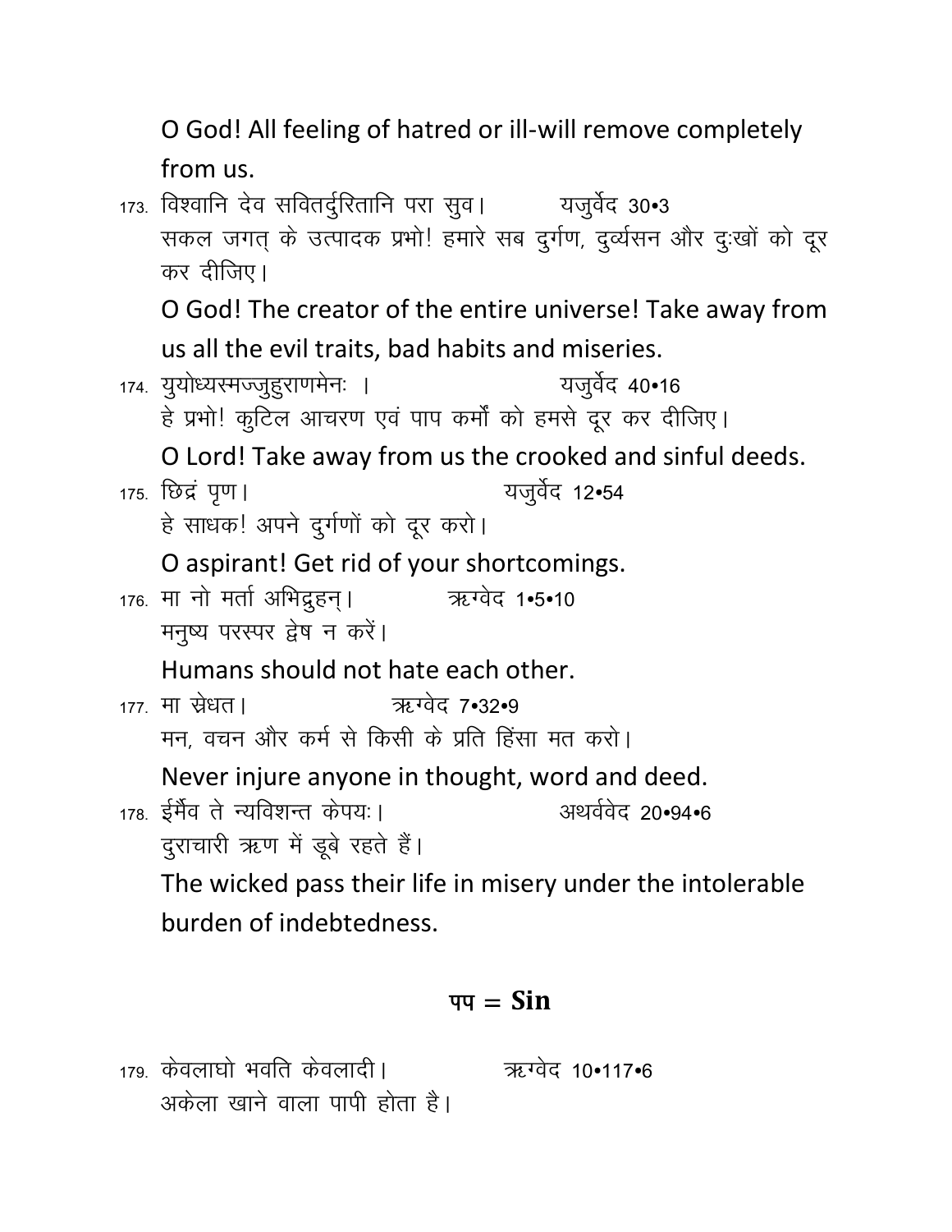O God! All feeling of hatred or ill-will remove completely from us.

173. विश्वानि देव सवितर्दुरितानि परा सुव। यजुर्वेद 30•3
सकल जगत् के उत्पादक प्रभो! हमारे सब दुर्गण, दुर्व्यसन और दुःखों को दूर कर दीजिए।

O God! The creator of the entire universe! Take away from us all the evil traits, bad habits and miseries.

174. युयोध्यस्मज्जुहुराणमेनः । यजुर्वेद 40•16
हे प्रभो! कुटिल आचरण एवं पाप कर्मों को हमसे दूर कर दीजिए।

O Lord! Take away from us the crooked and sinful deeds.

175. छिद्रं पृण। यजुर्वेद 12•54
हे साधक! अपने दुर्गणों को दूर करो।

O aspirant! Get rid of your shortcomings.

176. मा नो मर्ता अभिद्रुहन्। ऋग्वेद 1•5•10
मनुष्य परस्पर द्वेष न करें।

Humans should not hate each other.

177. मा स्रेधत। ऋग्वेद 7•32•9
मन, वचन और कर्म से किसी के प्रति हिंसा मत करो।

Never injure anyone in thought, word and deed.

178. ईर्मैव ते न्यविशन्त केपयः। अथर्ववेद 20•94•6
दुराचारी ऋण में डूबे रहते हैं।

The wicked pass their life in misery under the intolerable burden of indebtedness.

## पप = Sin

179. केवलाघो भवति केवलादी। ऋग्वेद 10•117•6
अकेला खाने वाला पापी होता है।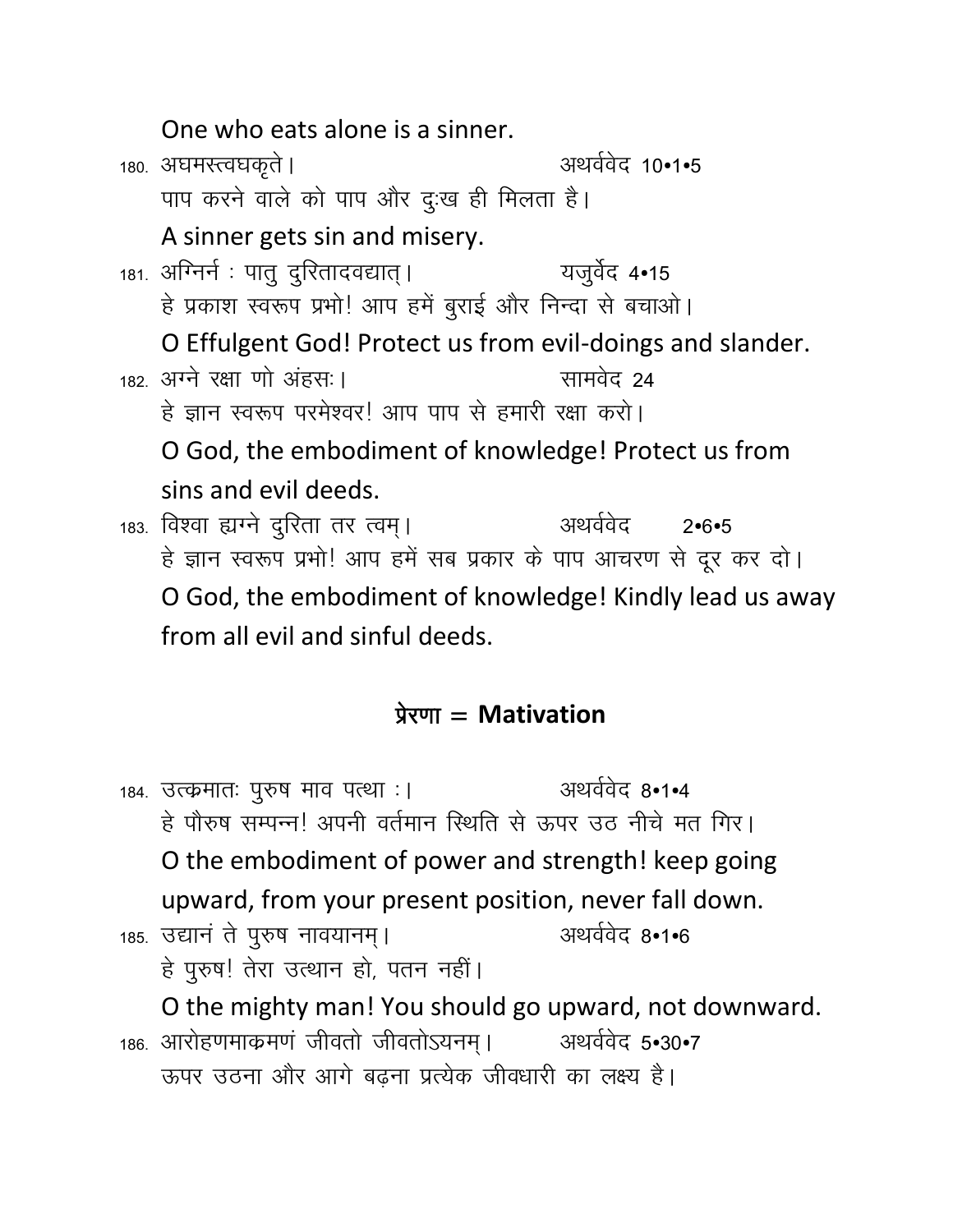One who eats alone is a sinner.

180. अघमस्त्वघकृते। अथर्ववेद 10•1•5

पाप करने वाले को पाप और दुःख ही मिलता है।

A sinner gets sin and misery.

181. अग्निर्न : पातु दुरितादवद्यात्। यजुर्वेद 4•15

हे प्रकाश स्वरूप प्रभो! आप हमें बुराई और निन्दा से बचाओ।

O Effulgent God! Protect us from evil-doings and slander.

182. अग्ने रक्षा णो अंहसः। सामवेद 24

हे ज्ञान स्वरूप परमेश्वर! आप पाप से हमारी रक्षा करो।

O God, the embodiment of knowledge! Protect us from sins and evil deeds.

183. विश्वा ह्यग्ने दुरिता तर त्वम्। अथर्ववेद 2•6•5

हे ज्ञान स्वरूप प्रभो! आप हमें सब प्रकार के पाप आचरण से दूर कर दो।

O God, the embodiment of knowledge! Kindly lead us away from all evil and sinful deeds.

## प्रेरणा = Mativation

184. उत्क्रमातः पुरुष माव पत्था :। अथर्ववेद 8•1•4

हे पौरुष सम्पन्न! अपनी वर्तमान स्थिति से ऊपर उठ नीचे मत गिर।

O the embodiment of power and strength! keep going upward, from your present position, never fall down.

185. उद्यानं ते पुरुष नावयानम्। अथर्ववेद 8•1•6

हे पुरुष! तेरा उत्थान हो, पतन नहीं।

O the mighty man! You should go upward, not downward.

186. आरोहणमाक्रमणं जीवतो जीवतोऽयनम्। अथर्ववेद 5•30•7

ऊपर उठना और आगे बढ़ना प्रत्येक जीवधारी का लक्ष्य है।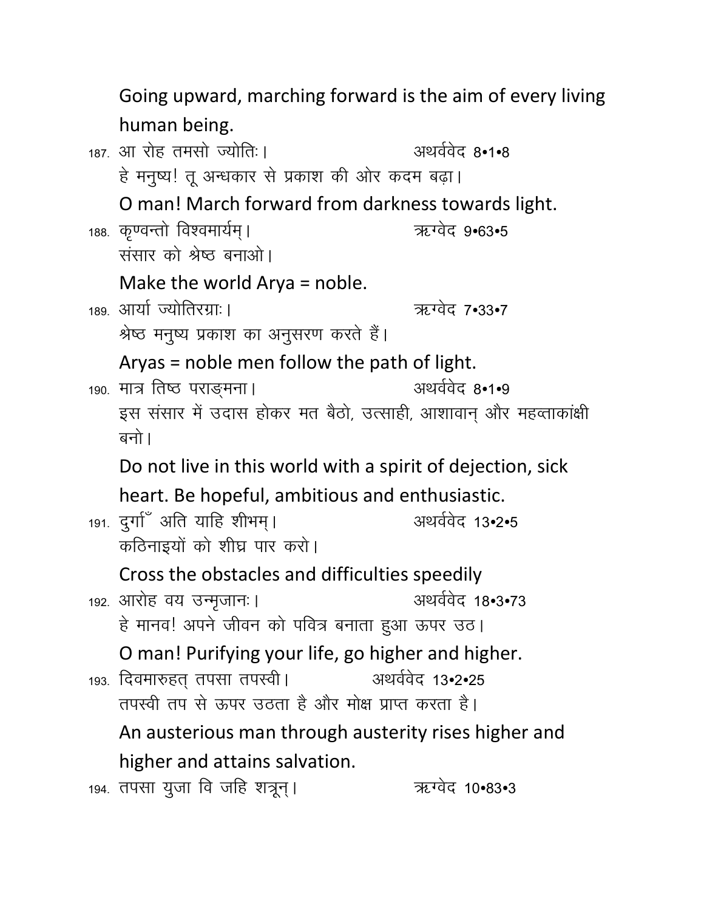Going upward, marching forward is the aim of every living human being.

187. आ रोह तमसो ज्योतिः। अथर्ववेद 8•1•8

हे मनुष्य! तू अन्धकार से प्रकाश की ओर कदम बढ़ा।

O man! March forward from darkness towards light.

188. कृण्वन्तो विश्वमार्यम्। ऋग्वेद 9•63•5

संसार को श्रेष्ठ बनाओ।

Make the world Arya = noble.

189. आर्या ज्योतिरग्राः। ऋग्वेद 7•33•7

श्रेष्ठ मनुष्य प्रकाश का अनुसरण करते हैं।

Aryas = noble men follow the path of light.

190. मात्र तिष्ठ पराङ्मना। अथर्ववेद 8•1•9

इस संसार में उदास होकर मत बैठो, उत्साही, आशावान् और महत्वाकांक्षी बनो।

Do not live in this world with a spirit of dejection, sick heart. Be hopeful, ambitious and enthusiastic.

191. दुर्गाँ अति याहि शीभम्। अथर्ववेद 13•2•5

कठिनाइयों को शीघ्र पार करो।

Cross the obstacles and difficulties speedily

192. आरोह वय उन्मृजानः। अथर्ववेद 18•3•73

हे मानव! अपने जीवन को पवित्र बनाता हुआ ऊपर उठ।

O man! Purifying your life, go higher and higher.

193. दिवमारुहत् तपसा तपस्वी। अथर्ववेद 13•2•25

तपस्वी तप से ऊपर उठता है और मोक्ष प्राप्त करता है।

An austerious man through austerity rises higher and higher and attains salvation.

194. तपसा युजा वि जहि शत्रून्। ऋग्वेद 10•83•3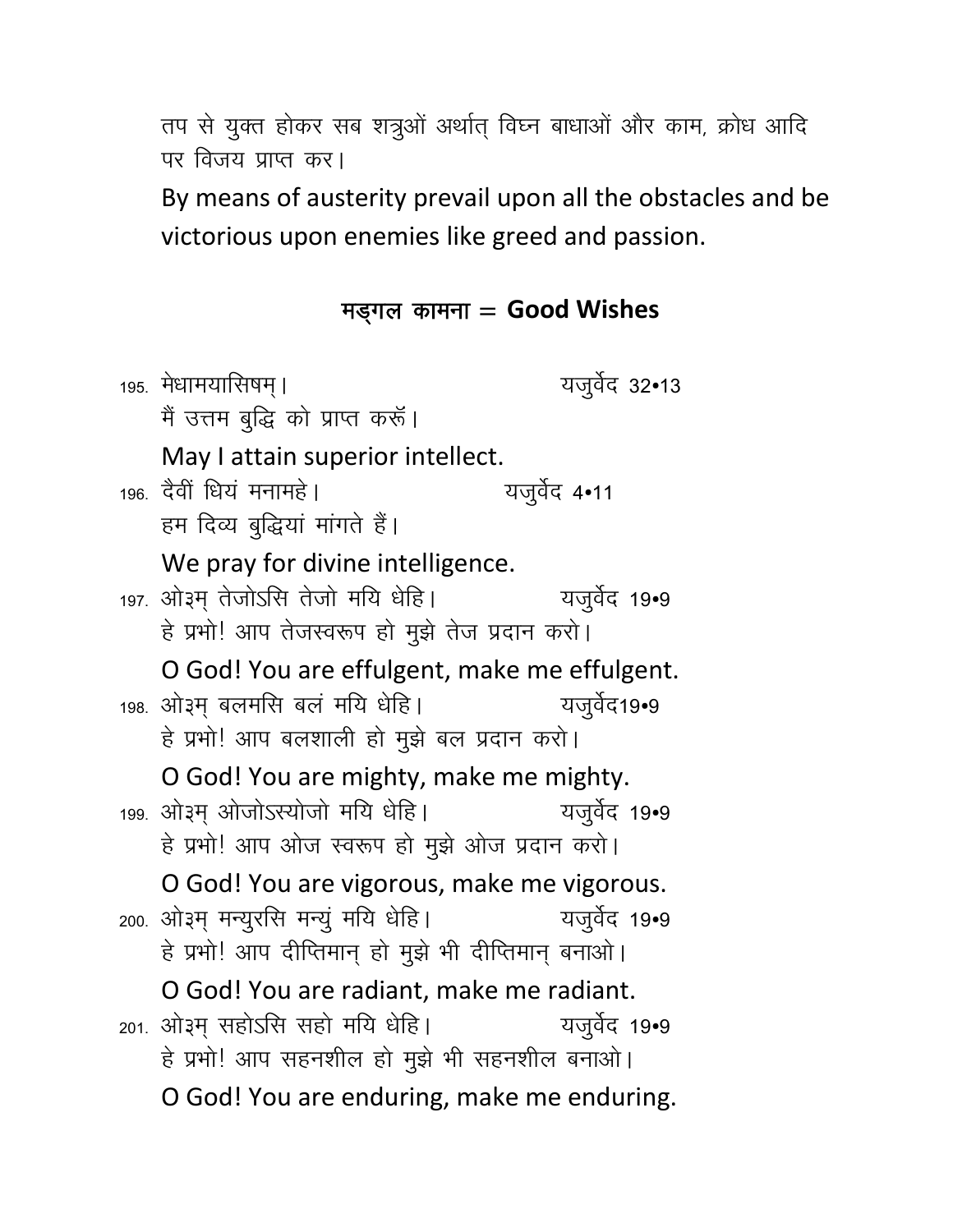तप से युक्त होकर सब शत्रुओं अर्थात् विघ्न बाधाओं और काम, क्रोध आदि पर विजय प्राप्त कर।

By means of austerity prevail upon all the obstacles and be victorious upon enemies like greed and passion.

## मङ्गल कामना = Good Wishes

195. मेधामयासिषम्। यजुर्वेद 32•13

मैं उत्तम बुद्धि को प्राप्त करूँ।

May I attain superior intellect.

196. दैवीं धियं मनामहे। यजुर्वेद 4•11

हम दिव्य बुद्धियां मांगते हैं।

We pray for divine intelligence.

197. ओ३म् तेजोऽसि तेजो मयि धेहि। यजुर्वेद 19•9

हे प्रभो! आप तेजस्वरूप हो मुझे तेज प्रदान करो।

O God! You are effulgent, make me effulgent.

198. ओ३म् बलमसि बलं मयि धेहि। यजुर्वेद19•9

हे प्रभो! आप बलशाली हो मुझे बल प्रदान करो।

O God! You are mighty, make me mighty.

199. ओ३म् ओजोऽस्योजो मयि धेहि। यजुर्वेद 19•9

हे प्रभो! आप ओज स्वरूप हो मुझे ओज प्रदान करो।

O God! You are vigorous, make me vigorous.

200. ओ३म् मन्युरसि मन्युं मयि धेहि। यजुर्वेद 19•9

हे प्रभो! आप दीप्तिमान् हो मुझे भी दीप्तिमान् बनाओ।

O God! You are radiant, make me radiant.

201. ओ३म् सहोऽसि सहो मयि धेहि। यजुर्वेद 19•9

हे प्रभो! आप सहनशील हो मुझे भी सहनशील बनाओ।

O God! You are enduring, make me enduring.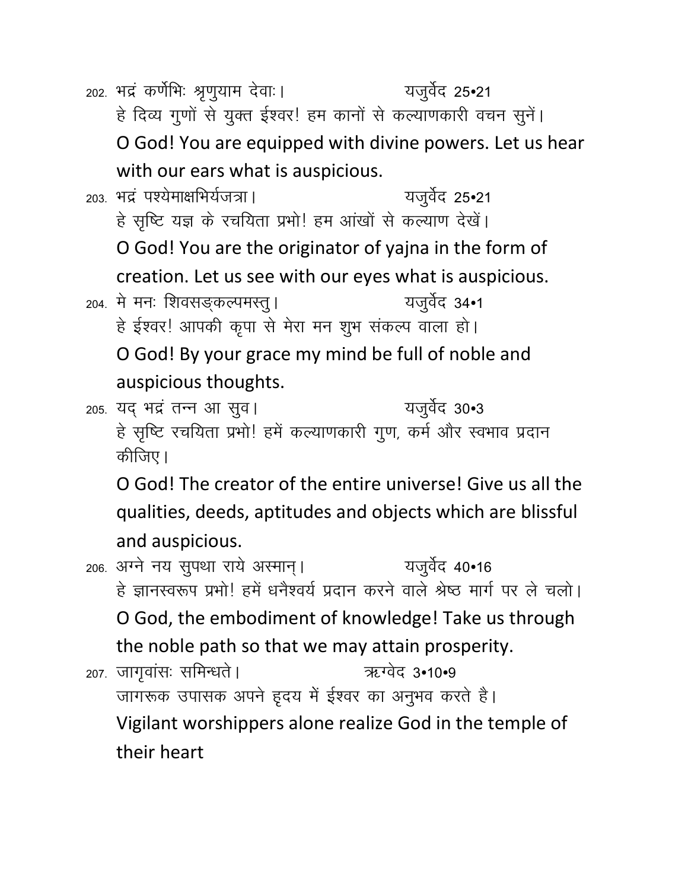202. भद्रं कर्णेभिः श्रृणुयाम देवाः। यजुर्वेद 25•21

हे दिव्य गुणों से युक्त ईश्वर! हम कानों से कल्याणकारी वचन सुनें।

O God! You are equipped with divine powers. Let us hear with our ears what is auspicious.

203. भद्रं पश्येमाक्षभिर्यजत्रा। यजुर्वेद 25•21

हे सृष्टि यज्ञ के रचयिता प्रभो! हम आंखों से कल्याण देखें।

O God! You are the originator of yajna in the form of creation. Let us see with our eyes what is auspicious.

204. मे मनः शिवसङ्कल्पमस्तु। यजुर्वेद 34•1

हे ईश्वर! आपकी कृपा से मेरा मन शुभ संकल्प वाला हो।

O God! By your grace my mind be full of noble and auspicious thoughts.

205. यद् भद्रं तन्न आ सुव। यजुर्वेद 30•3

हे सृष्टि रचयिता प्रभो! हमें कल्याणकारी गुण, कर्म और स्वभाव प्रदान कीजिए।

O God! The creator of the entire universe! Give us all the qualities, deeds, aptitudes and objects which are blissful and auspicious.

206. अग्ने नय सुपथा राये अस्मान्। यजुर्वेद 40•16

हे ज्ञानस्वरूप प्रभो! हमें धनैश्वर्य प्रदान करने वाले श्रेष्ठ मार्ग पर ले चलो।

O God, the embodiment of knowledge! Take us through the noble path so that we may attain prosperity.

207. जागृवांसः समिन्धते। ऋग्वेद 3•10•9

जागरूक उपासक अपने हृदय में ईश्वर का अनुभव करते है।

Vigilant worshippers alone realize God in the temple of their heart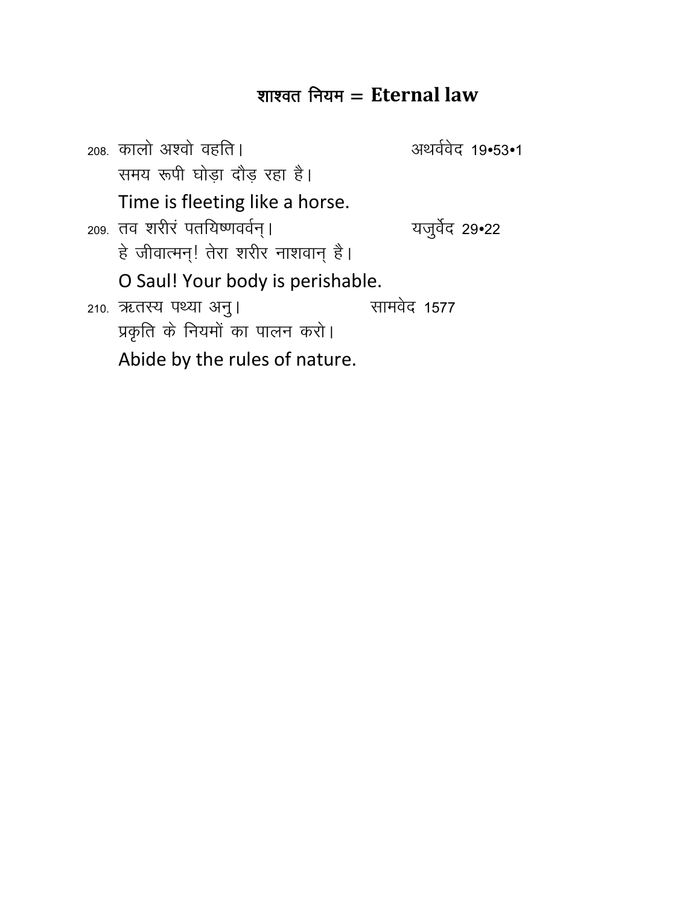## शाश्वत नियम = Eternal law

208. कालो अश्वो वहति। अथर्ववेद 19•53•1

 समय रूपी घोड़ा दौड़ रहा है।

 Time is fleeting like a horse.

209. तव शरीरं पतयिष्णवर्वन्। यजुर्वेद 29•22

 हे जीवात्मन्! तेरा शरीर नाशवान् है।

 O Saul! Your body is perishable.

210. ऋतस्य पथ्या अनु। सामवेद 1577

 प्रकृति के नियमों का पालन करो।

 Abide by the rules of nature.